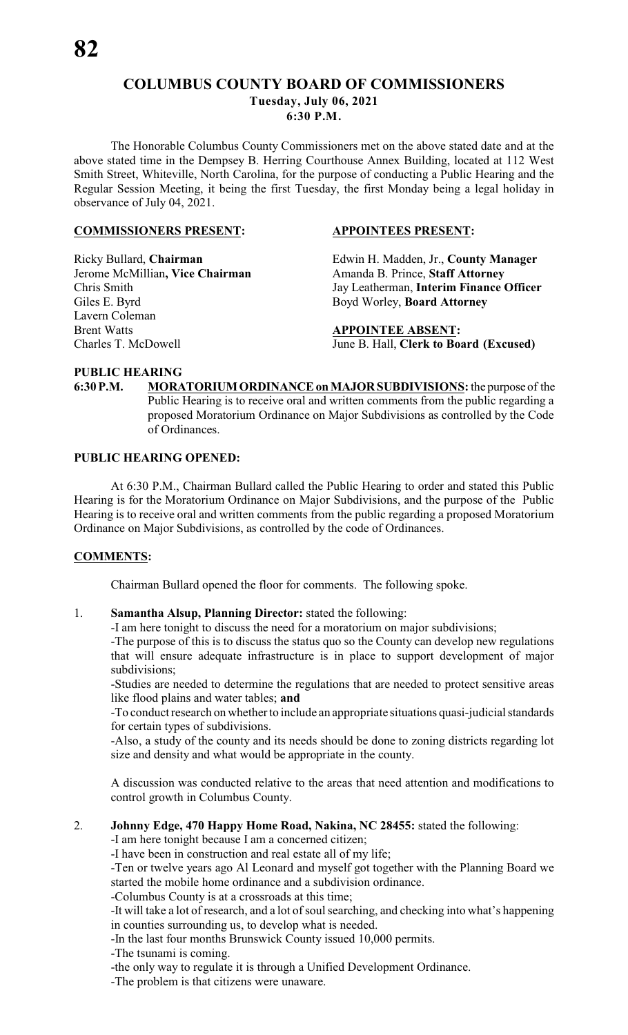# COLUMBUS COUNTY BOARD OF COMMISSIONERS

**Tuesday, July 06, 2021**
**6:30 P.M.**

The Honorable Columbus County Commissioners met on the above stated date and at the above stated time in the Dempsey B. Herring Courthouse Annex Building, located at 112 West Smith Street, Whiteville, North Carolina, for the purpose of conducting a Public Hearing and the Regular Session Meeting, it being the first Tuesday, the first Monday being a legal holiday in observance of July 04, 2021.

**COMMISSIONERS PRESENT:**

Ricky Bullard, **Chairman**
Jerome McMillian**, Vice Chairman**
Chris Smith
Giles E. Byrd
Lavern Coleman
Brent Watts
Charles T. McDowell

**APPOINTEES PRESENT:**

Edwin H. Madden, Jr., **County Manager**
Amanda B. Prince, **Staff Attorney**
Jay Leatherman, **Interim Finance Officer**
Boyd Worley, **Board Attorney**

**APPOINTEE ABSENT:**

June B. Hall, **Clerk to Board (Excused)**

**PUBLIC HEARING**

**6:30 P.M.** **MORATORIUM ORDINANCE on MAJOR SUBDIVISIONS:** the purpose of the Public Hearing is to receive oral and written comments from the public regarding a proposed Moratorium Ordinance on Major Subdivisions as controlled by the Code of Ordinances.

**PUBLIC HEARING OPENED:**

At 6:30 P.M., Chairman Bullard called the Public Hearing to order and stated this Public Hearing is for the Moratorium Ordinance on Major Subdivisions, and the purpose of the Public Hearing is to receive oral and written comments from the public regarding a proposed Moratorium Ordinance on Major Subdivisions, as controlled by the code of Ordinances.

**COMMENTS:**

Chairman Bullard opened the floor for comments. The following spoke.

1. **Samantha Alsup, Planning Director:** stated the following:

   -I am here tonight to discuss the need for a moratorium on major subdivisions;

   -The purpose of this is to discuss the status quo so the County can develop new regulations that will ensure adequate infrastructure is in place to support development of major subdivisions;

   -Studies are needed to determine the regulations that are needed to protect sensitive areas like flood plains and water tables; **and**

   -To conduct research on whether to include an appropriate situations quasi-judicial standards for certain types of subdivisions.

   -Also, a study of the county and its needs should be done to zoning districts regarding lot size and density and what would be appropriate in the county.

   A discussion was conducted relative to the areas that need attention and modifications to control growth in Columbus County.

2. **Johnny Edge, 470 Happy Home Road, Nakina, NC 28455:** stated the following:

   -I am here tonight because I am a concerned citizen;

   -I have been in construction and real estate all of my life;

   -Ten or twelve years ago Al Leonard and myself got together with the Planning Board we started the mobile home ordinance and a subdivision ordinance.

   -Columbus County is at a crossroads at this time;

   -It will take a lot of research, and a lot of soul searching, and checking into what's happening in counties surrounding us, to develop what is needed.

   -In the last four months Brunswick County issued 10,000 permits.

   -The tsunami is coming.

   -the only way to regulate it is through a Unified Development Ordinance.

   -The problem is that citizens were unaware.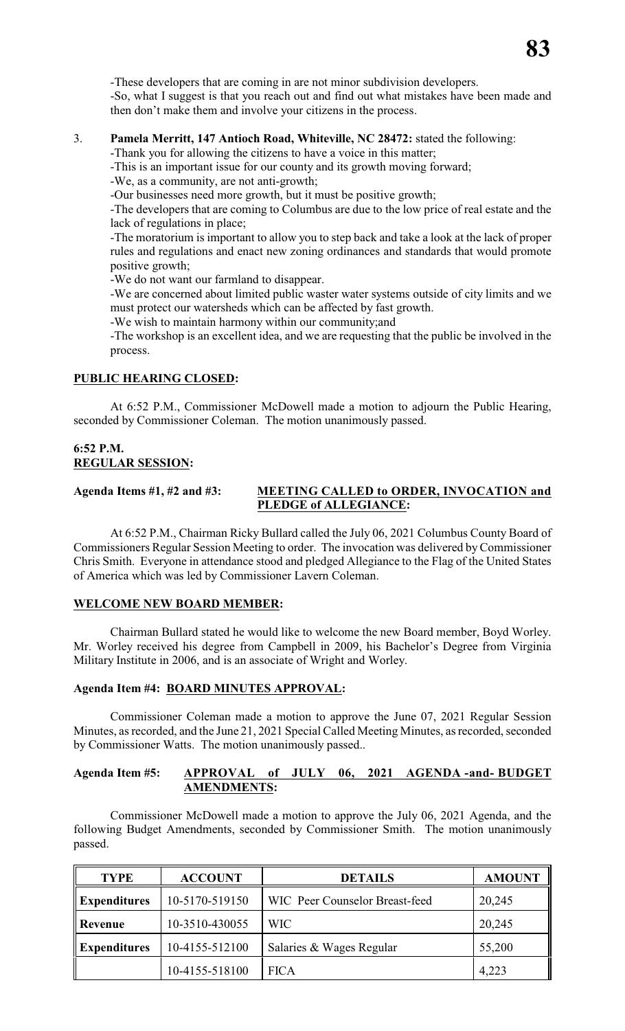-These developers that are coming in are not minor subdivision developers.

-So, what I suggest is that you reach out and find out what mistakes have been made and then don't make them and involve your citizens in the process.

3. **Pamela Merritt, 147 Antioch Road, Whiteville, NC 28472:** stated the following:

   -Thank you for allowing the citizens to have a voice in this matter;

   -This is an important issue for our county and its growth moving forward;

   -We, as a community, are not anti-growth;

   -Our businesses need more growth, but it must be positive growth;

   -The developers that are coming to Columbus are due to the low price of real estate and the lack of regulations in place;

   -The moratorium is important to allow you to step back and take a look at the lack of proper rules and regulations and enact new zoning ordinances and standards that would promote positive growth;

   -We do not want our farmland to disappear.

   -We are concerned about limited public waster water systems outside of city limits and we must protect our watersheds which can be affected by fast growth.

   -We wish to maintain harmony within our community;and

   -The workshop is an excellent idea, and we are requesting that the public be involved in the process.

**PUBLIC HEARING CLOSED:**

At 6:52 P.M., Commissioner McDowell made a motion to adjourn the Public Hearing, seconded by Commissioner Coleman. The motion unanimously passed.

**6:52 P.M.**
**REGULAR SESSION:**

**Agenda Items #1, #2 and #3: MEETING CALLED to ORDER, INVOCATION and PLEDGE of ALLEGIANCE:**

At 6:52 P.M., Chairman Ricky Bullard called the July 06, 2021 Columbus County Board of Commissioners Regular Session Meeting to order. The invocation was delivered by Commissioner Chris Smith. Everyone in attendance stood and pledged Allegiance to the Flag of the United States of America which was led by Commissioner Lavern Coleman.

**WELCOME NEW BOARD MEMBER:**

Chairman Bullard stated he would like to welcome the new Board member, Boyd Worley. Mr. Worley received his degree from Campbell in 2009, his Bachelor's Degree from Virginia Military Institute in 2006, and is an associate of Wright and Worley.

**Agenda Item #4: BOARD MINUTES APPROVAL:**

Commissioner Coleman made a motion to approve the June 07, 2021 Regular Session Minutes, as recorded, and the June 21, 2021 Special Called Meeting Minutes, as recorded, seconded by Commissioner Watts. The motion unanimously passed..

**Agenda Item #5: APPROVAL of JULY 06, 2021 AGENDA -and- BUDGET AMENDMENTS:**

Commissioner McDowell made a motion to approve the July 06, 2021 Agenda, and the following Budget Amendments, seconded by Commissioner Smith. The motion unanimously passed.

| TYPE | ACCOUNT | DETAILS | AMOUNT |
|---|---|---|---|
| **Expenditures** | 10-5170-519150 | WIC Peer Counselor Breast-feed | 20,245 |
| **Revenue** | 10-3510-430055 | WIC | 20,245 |
| **Expenditures** | 10-4155-512100 | Salaries & Wages Regular | 55,200 |
| | 10-4155-518100 | FICA | 4,223 |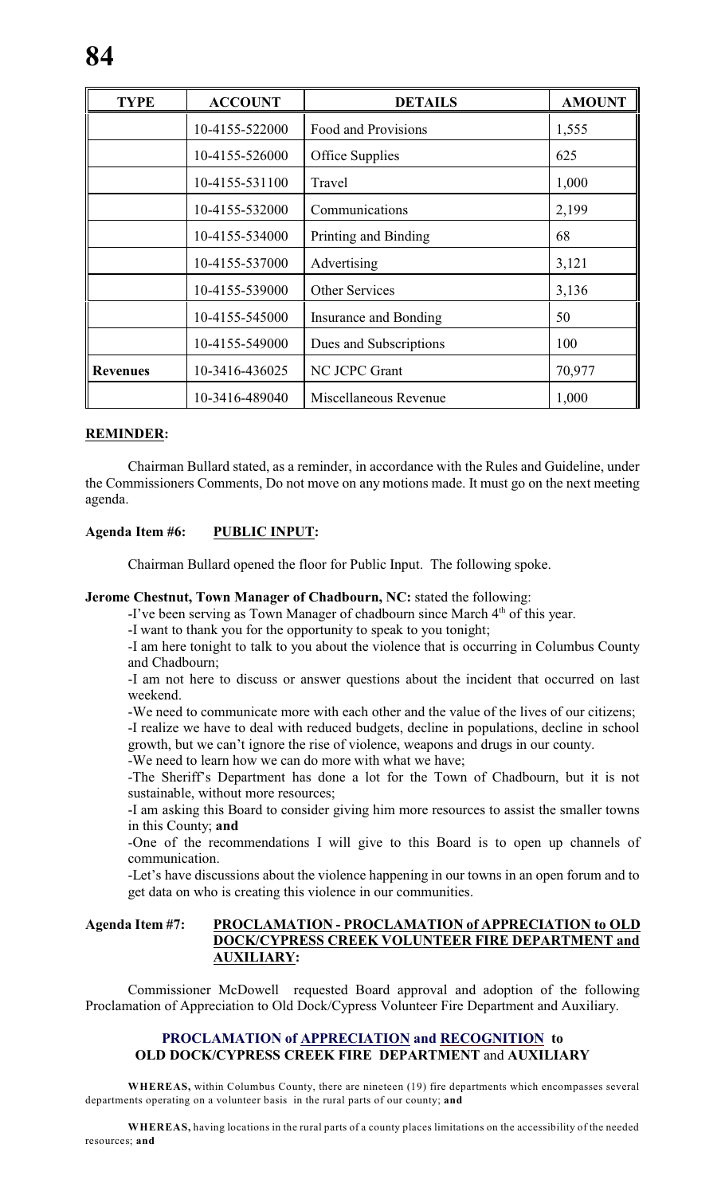| TYPE | ACCOUNT | DETAILS | AMOUNT |
|---|---|---|---|
| | 10-4155-522000 | Food and Provisions | 1,555 |
| | 10-4155-526000 | Office Supplies | 625 |
| | 10-4155-531100 | Travel | 1,000 |
| | 10-4155-532000 | Communications | 2,199 |
| | 10-4155-534000 | Printing and Binding | 68 |
| | 10-4155-537000 | Advertising | 3,121 |
| | 10-4155-539000 | Other Services | 3,136 |
| | 10-4155-545000 | Insurance and Bonding | 50 |
| | 10-4155-549000 | Dues and Subscriptions | 100 |
| **Revenues** | 10-3416-436025 | NC JCPC Grant | 70,977 |
| | 10-3416-489040 | Miscellaneous Revenue | 1,000 |

**REMINDER:**

Chairman Bullard stated, as a reminder, in accordance with the Rules and Guideline, under the Commissioners Comments, Do not move on any motions made. It must go on the next meeting agenda.

**Agenda Item #6: PUBLIC INPUT:**

Chairman Bullard opened the floor for Public Input. The following spoke.

**Jerome Chestnut, Town Manager of Chadbourn, NC:** stated the following:

-I've been serving as Town Manager of chadbourn since March 4th of this year.

-I want to thank you for the opportunity to speak to you tonight;

-I am here tonight to talk to you about the violence that is occurring in Columbus County and Chadbourn;

-I am not here to discuss or answer questions about the incident that occurred on last weekend.

-We need to communicate more with each other and the value of the lives of our citizens;

-I realize we have to deal with reduced budgets, decline in populations, decline in school growth, but we can't ignore the rise of violence, weapons and drugs in our county.

-We need to learn how we can do more with what we have;

-The Sheriff's Department has done a lot for the Town of Chadbourn, but it is not sustainable, without more resources;

-I am asking this Board to consider giving him more resources to assist the smaller towns in this County; **and**

-One of the recommendations I will give to this Board is to open up channels of communication.

-Let's have discussions about the violence happening in our towns in an open forum and to get data on who is creating this violence in our communities.

**Agenda Item #7: PROCLAMATION - PROCLAMATION of APPRECIATION to OLD DOCK/CYPRESS CREEK VOLUNTEER FIRE DEPARTMENT and AUXILIARY:**

Commissioner McDowell requested Board approval and adoption of the following Proclamation of Appreciation to Old Dock/Cypress Volunteer Fire Department and Auxiliary.

**PROCLAMATION of APPRECIATION and RECOGNITION to OLD DOCK/CYPRESS CREEK FIRE DEPARTMENT and AUXILIARY**

**WHEREAS,** within Columbus County, there are nineteen (19) fire departments which encompasses several departments operating on a volunteer basis in the rural parts of our county; **and**

**WHEREAS,** having locations in the rural parts of a county places limitations on the accessibility of the needed resources; **and**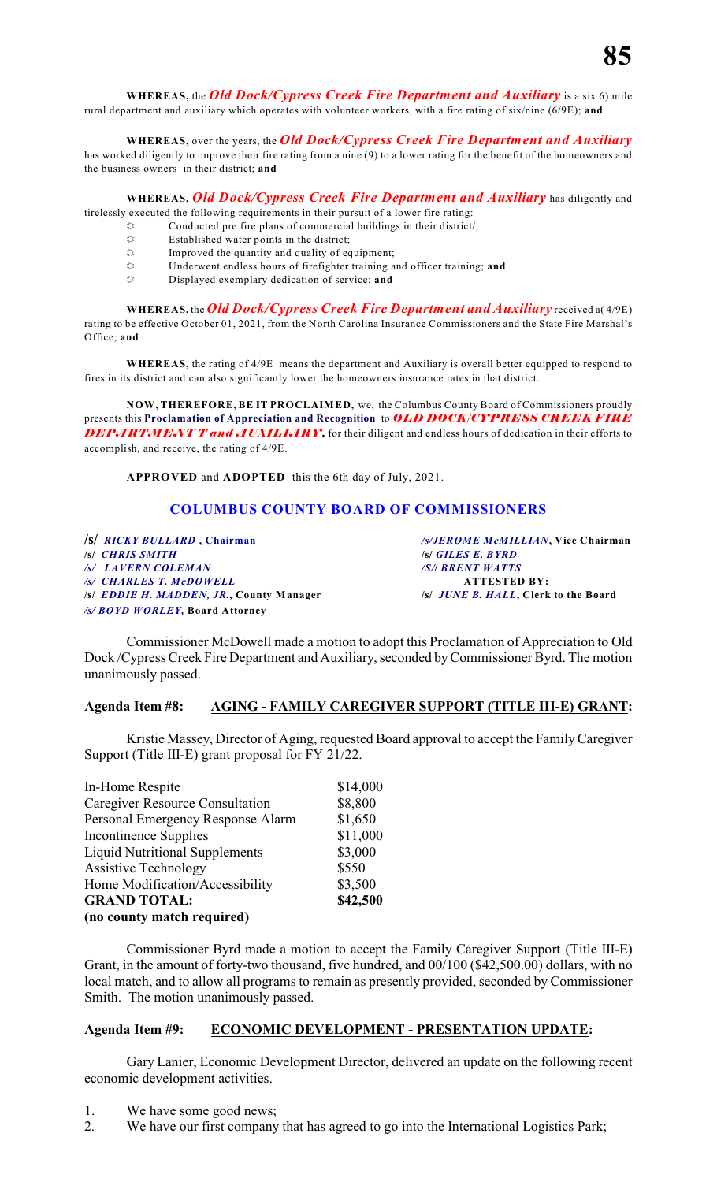**WHEREAS,** the ***Old Dock/Cypress Creek Fire Department and Auxiliary*** is a six 6) mile rural department and auxiliary which operates with volunteer workers, with a fire rating of six/nine (6/9E); **and**

**WHEREAS,** over the years, the ***Old Dock/Cypress Creek Fire Department and Auxiliary*** has worked diligently to improve their fire rating from a nine (9) to a lower rating for the benefit of the homeowners and the business owners in their district; **and**

**WHEREAS,** ***Old Dock/Cypress Creek Fire Department and Auxiliary*** has diligently and tirelessly executed the following requirements in their pursuit of a lower fire rating:

- Conducted pre fire plans of commercial buildings in their district/;
- Established water points in the district;
- Improved the quantity and quality of equipment;
- Underwent endless hours of firefighter training and officer training; **and**
- Displayed exemplary dedication of service; **and**

**WHEREAS,** the ***Old Dock/Cypress Creek Fire Department and Auxiliary*** received a( 4/9E) rating to be effective October 01, 2021, from the North Carolina Insurance Commissioners and the State Fire Marshal's Office; **and**

**WHEREAS,** the rating of 4/9E means the department and Auxiliary is overall better equipped to respond to fires in its district and can also significantly lower the homeowners insurance rates in that district.

**NOW, THEREFORE, BE IT PROCLAIMED,** we, the Columbus County Board of Commissioners proudly presents this **Proclamation of Appreciation and Recognition** to ***OLD DOCK/CYPRESS CREEK FIRE DEPARTMENT T and AUXILIARY,*** for their diligent and endless hours of dedication in their efforts to accomplish, and receive, the rating of 4/9E.

**APPROVED** and **ADOPTED** this the 6th day of July, 2021.

**COLUMBUS COUNTY BOARD OF COMMISSIONERS**

/s/ *RICKY BULLARD* **, Chairman**
/s/ *CHRIS SMITH*
/s/ *LAVERN COLEMAN*
/s/ *CHARLES T. McDOWELL*
/s/ *EDDIE H. MADDEN, JR.*, **County Manager**
/s/ *BOYD WORLEY,* **Board Attorney**

/s/*JEROME McMILLIAN*, **Vice Chairman**
/s/ *GILES E. BYRD*
/S/ *BRENT WATTS*
**ATTESTED BY:**
/s/ *JUNE B. HALL*, **Clerk to the Board**

Commissioner McDowell made a motion to adopt this Proclamation of Appreciation to Old Dock /Cypress Creek Fire Department and Auxiliary, seconded by Commissioner Byrd. The motion unanimously passed.

**Agenda Item #8: AGING - FAMILY CAREGIVER SUPPORT (TITLE III-E) GRANT:**

Kristie Massey, Director of Aging, requested Board approval to accept the Family Caregiver Support (Title III-E) grant proposal for FY 21/22.

| | |
|---|---|
| In-Home Respite | $14,000 |
| Caregiver Resource Consultation | $8,800 |
| Personal Emergency Response Alarm | $1,650 |
| Incontinence Supplies | $11,000 |
| Liquid Nutritional Supplements | $3,000 |
| Assistive Technology | $550 |
| Home Modification/Accessibility | $3,500 |
| **GRAND TOTAL:** | **$42,500** |
| **(no county match required)** | |

Commissioner Byrd made a motion to accept the Family Caregiver Support (Title III-E) Grant, in the amount of forty-two thousand, five hundred, and 00/100 ($42,500.00) dollars, with no local match, and to allow all programs to remain as presently provided, seconded by Commissioner Smith. The motion unanimously passed.

**Agenda Item #9: ECONOMIC DEVELOPMENT - PRESENTATION UPDATE:**

Gary Lanier, Economic Development Director, delivered an update on the following recent economic development activities.

1. We have some good news;
2. We have our first company that has agreed to go into the International Logistics Park;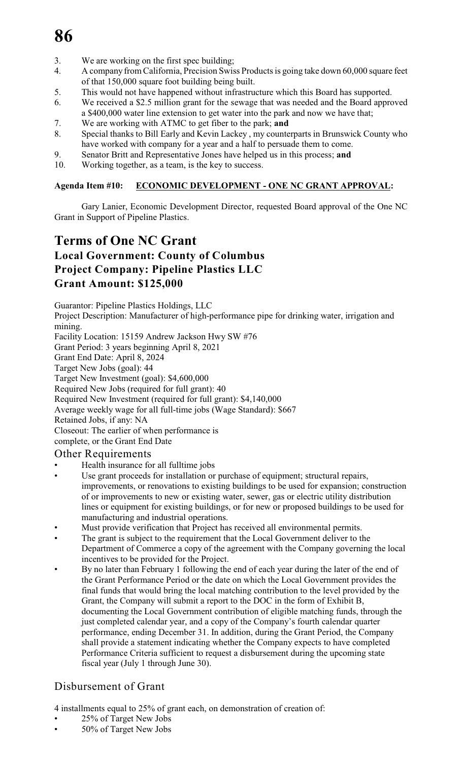3. We are working on the first spec building;
4. A company from California, Precision Swiss Products is going take down 60,000 square feet of that 150,000 square foot building being built.
5. This would not have happened without infrastructure which this Board has supported.
6. We received a $2.5 million grant for the sewage that was needed and the Board approved a $400,000 water line extension to get water into the park and now we have that;
7. We are working with ATMC to get fiber to the park; **and**
8. Special thanks to Bill Early and Kevin Lackey , my counterparts in Brunswick County who have worked with company for a year and a half to persuade them to come.
9. Senator Britt and Representative Jones have helped us in this process; **and**
10. Working together, as a team, is the key to success.

**Agenda Item #10: ECONOMIC DEVELOPMENT - ONE NC GRANT APPROVAL:**

Gary Lanier, Economic Development Director, requested Board approval of the One NC Grant in Support of Pipeline Plastics.

# Terms of One NC Grant

## Local Government: County of Columbus
## Project Company: Pipeline Plastics LLC
## Grant Amount: $125,000

Guarantor: Pipeline Plastics Holdings, LLC
Project Description: Manufacturer of high-performance pipe for drinking water, irrigation and mining.
Facility Location: 15159 Andrew Jackson Hwy SW #76
Grant Period: 3 years beginning April 8, 2021
Grant End Date: April 8, 2024
Target New Jobs (goal): 44
Target New Investment (goal): $4,600,000
Required New Jobs (required for full grant): 40
Required New Investment (required for full grant): $4,140,000
Average weekly wage for all full-time jobs (Wage Standard): $667
Retained Jobs, if any: NA
Closeout: The earlier of when performance is complete, or the Grant End Date

### Other Requirements

- Health insurance for all fulltime jobs
- Use grant proceeds for installation or purchase of equipment; structural repairs, improvements, or renovations to existing buildings to be used for expansion; construction of or improvements to new or existing water, sewer, gas or electric utility distribution lines or equipment for existing buildings, or for new or proposed buildings to be used for manufacturing and industrial operations.
- Must provide verification that Project has received all environmental permits.
- The grant is subject to the requirement that the Local Government deliver to the Department of Commerce a copy of the agreement with the Company governing the local incentives to be provided for the Project.
- By no later than February 1 following the end of each year during the later of the end of the Grant Performance Period or the date on which the Local Government provides the final funds that would bring the local matching contribution to the level provided by the Grant, the Company will submit a report to the DOC in the form of Exhibit B, documenting the Local Government contribution of eligible matching funds, through the just completed calendar year, and a copy of the Company's fourth calendar quarter performance, ending December 31. In addition, during the Grant Period, the Company shall provide a statement indicating whether the Company expects to have completed Performance Criteria sufficient to request a disbursement during the upcoming state fiscal year (July 1 through June 30).

### Disbursement of Grant

4 installments equal to 25% of grant each, on demonstration of creation of:

- 25% of Target New Jobs
- 50% of Target New Jobs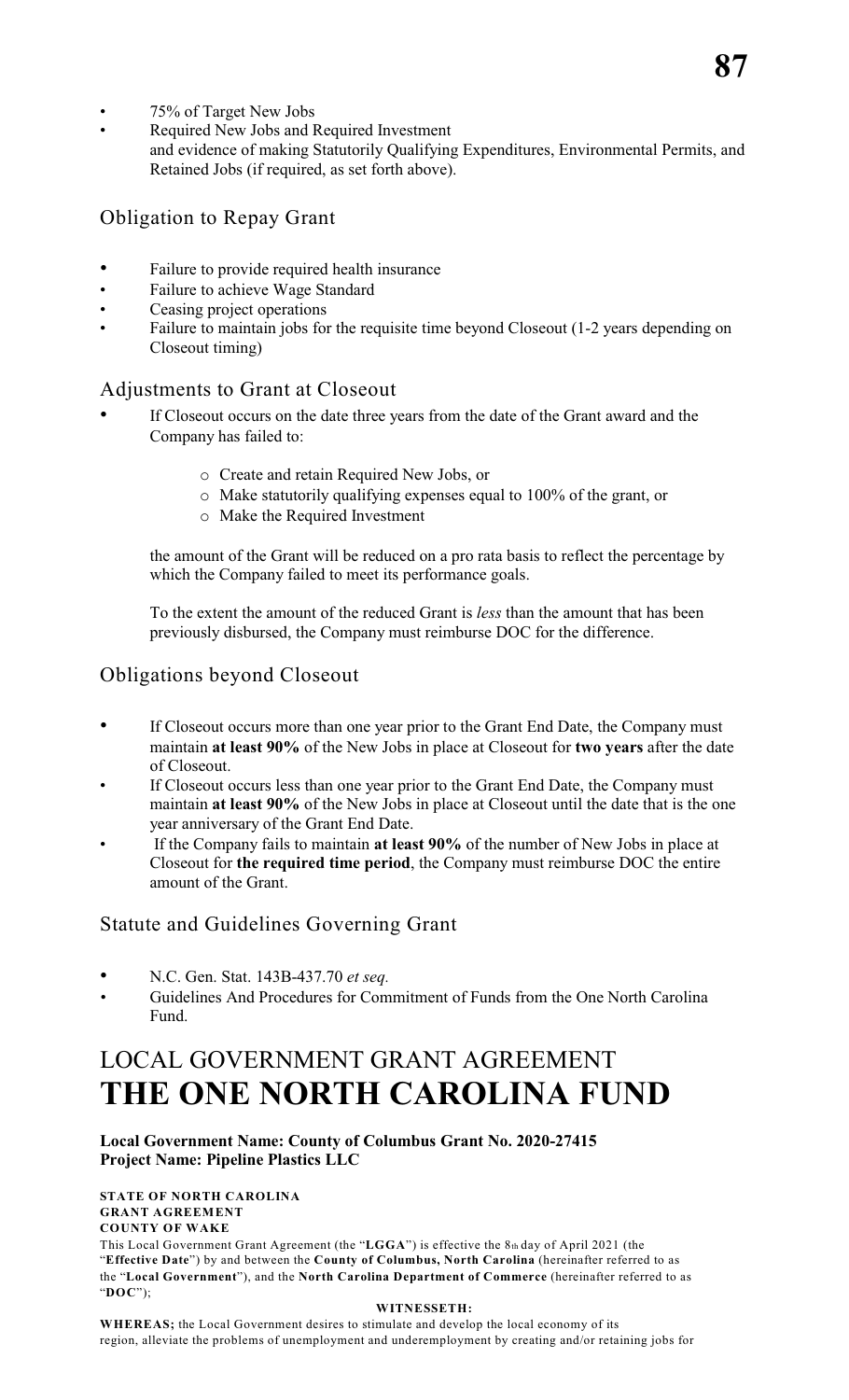- 75% of Target New Jobs
- Required New Jobs and Required Investment
  and evidence of making Statutorily Qualifying Expenditures, Environmental Permits, and Retained Jobs (if required, as set forth above).

## Obligation to Repay Grant

- Failure to provide required health insurance
- Failure to achieve Wage Standard
- Ceasing project operations
- Failure to maintain jobs for the requisite time beyond Closeout (1-2 years depending on Closeout timing)

## Adjustments to Grant at Closeout

- If Closeout occurs on the date three years from the date of the Grant award and the Company has failed to:

  - o Create and retain Required New Jobs, or
  - o Make statutorily qualifying expenses equal to 100% of the grant, or
  - o Make the Required Investment

  the amount of the Grant will be reduced on a pro rata basis to reflect the percentage by which the Company failed to meet its performance goals.

  To the extent the amount of the reduced Grant is *less* than the amount that has been previously disbursed, the Company must reimburse DOC for the difference.

## Obligations beyond Closeout

- If Closeout occurs more than one year prior to the Grant End Date, the Company must maintain **at least 90%** of the New Jobs in place at Closeout for **two years** after the date of Closeout.
- If Closeout occurs less than one year prior to the Grant End Date, the Company must maintain **at least 90%** of the New Jobs in place at Closeout until the date that is the one year anniversary of the Grant End Date.
- If the Company fails to maintain **at least 90%** of the number of New Jobs in place at Closeout for **the required time period**, the Company must reimburse DOC the entire amount of the Grant.

## Statute and Guidelines Governing Grant

- N.C. Gen. Stat. 143B-437.70 *et seq.*
- Guidelines And Procedures for Commitment of Funds from the One North Carolina Fund.

# LOCAL GOVERNMENT GRANT AGREEMENT
# THE ONE NORTH CAROLINA FUND

**Local Government Name: County of Columbus Grant No. 2020-27415**
**Project Name: Pipeline Plastics LLC**

**STATE OF NORTH CAROLINA**
**GRANT AGREEMENT**
**COUNTY OF WAKE**

This Local Government Grant Agreement (the "**LGGA**") is effective the 8th day of April 2021 (the "**Effective Date**") by and between the **County of Columbus, North Carolina** (hereinafter referred to as the "**Local Government**"), and the **North Carolina Department of Commerce** (hereinafter referred to as "**DOC**");

**WITNESSETH:**

**WHEREAS;** the Local Government desires to stimulate and develop the local economy of its region, alleviate the problems of unemployment and underemployment by creating and/or retaining jobs for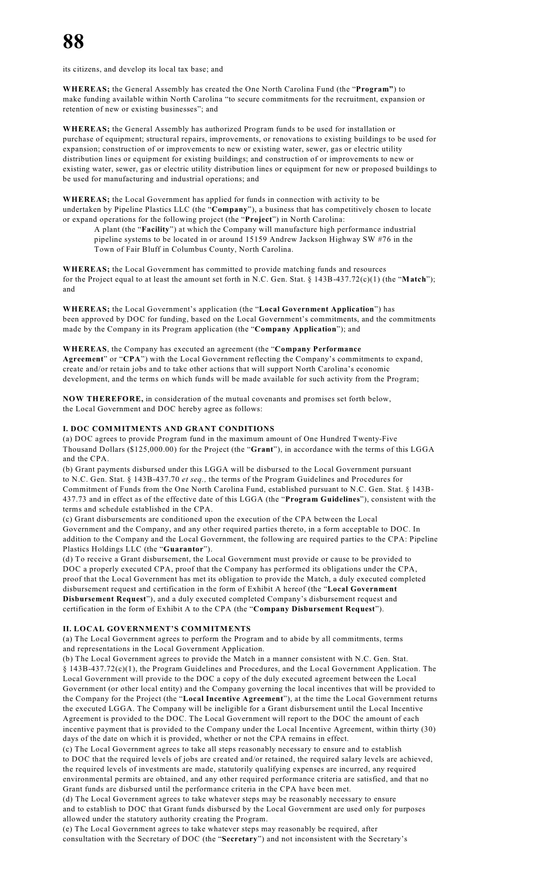its citizens, and develop its local tax base; and

**WHEREAS;** the General Assembly has created the One North Carolina Fund (the "**Program"**) to make funding available within North Carolina "to secure commitments for the recruitment, expansion or retention of new or existing businesses"; and

**WHEREAS;** the General Assembly has authorized Program funds to be used for installation or purchase of equipment; structural repairs, improvements, or renovations to existing buildings to be used for expansion; construction of or improvements to new or existing water, sewer, gas or electric utility distribution lines or equipment for existing buildings; and construction of or improvements to new or existing water, sewer, gas or electric utility distribution lines or equipment for new or proposed buildings to be used for manufacturing and industrial operations; and

**WHEREAS;** the Local Government has applied for funds in connection with activity to be undertaken by Pipeline Plastics LLC (the "**Company**"), a business that has competitively chosen to locate or expand operations for the following project (the "**Project**") in North Carolina:

> A plant (the "**Facility**") at which the Company will manufacture high performance industrial pipeline systems to be located in or around 15159 Andrew Jackson Highway SW #76 in the Town of Fair Bluff in Columbus County, North Carolina.

**WHEREAS;** the Local Government has committed to provide matching funds and resources for the Project equal to at least the amount set forth in N.C. Gen. Stat. § 143B-437.72(c)(1) (the "**Match**"); and

**WHEREAS;** the Local Government's application (the "**Local Government Application**") has been approved by DOC for funding, based on the Local Government's commitments, and the commitments made by the Company in its Program application (the "**Company Application**"); and

**WHEREAS**, the Company has executed an agreement (the "**Company Performance Agreement**" or "**CPA**") with the Local Government reflecting the Company's commitments to expand, create and/or retain jobs and to take other actions that will support North Carolina's economic development, and the terms on which funds will be made available for such activity from the Program;

**NOW THEREFORE,** in consideration of the mutual covenants and promises set forth below, the Local Government and DOC hereby agree as follows:

**I. DOC COMMITMENTS AND GRANT CONDITIONS**

(a) DOC agrees to provide Program fund in the maximum amount of One Hundred Twenty-Five Thousand Dollars ($125,000.00) for the Project (the "**Grant**"), in accordance with the terms of this LGGA and the CPA.

(b) Grant payments disbursed under this LGGA will be disbursed to the Local Government pursuant to N.C. Gen. Stat. § 143B-437.70 *et seq.,* the terms of the Program Guidelines and Procedures for Commitment of Funds from the One North Carolina Fund, established pursuant to N.C. Gen. Stat. § 143B-437.73 and in effect as of the effective date of this LGGA (the "**Program Guidelines**"), consistent with the terms and schedule established in the CPA.

(c) Grant disbursements are conditioned upon the execution of the CPA between the Local Government and the Company, and any other required parties thereto, in a form acceptable to DOC. In addition to the Company and the Local Government, the following are required parties to the CPA: Pipeline Plastics Holdings LLC (the "**Guarantor**").

(d) To receive a Grant disbursement, the Local Government must provide or cause to be provided to DOC a properly executed CPA, proof that the Company has performed its obligations under the CPA, proof that the Local Government has met its obligation to provide the Match, a duly executed completed disbursement request and certification in the form of Exhibit A hereof (the "**Local Government Disbursement Request**"), and a duly executed completed Company's disbursement request and certification in the form of Exhibit A to the CPA (the "**Company Disbursement Request**").

**II. LOCAL GOVERNMENT'S COMMITMENTS**

(a) The Local Government agrees to perform the Program and to abide by all commitments, terms and representations in the Local Government Application.

(b) The Local Government agrees to provide the Match in a manner consistent with N.C. Gen. Stat. § 143B-437.72(c)(1), the Program Guidelines and Procedures, and the Local Government Application. The Local Government will provide to the DOC a copy of the duly executed agreement between the Local Government (or other local entity) and the Company governing the local incentives that will be provided to the Company for the Project (the "**Local Incentive Agreement**"), at the time the Local Government returns the executed LGGA. The Company will be ineligible for a Grant disbursement until the Local Incentive Agreement is provided to the DOC. The Local Government will report to the DOC the amount of each incentive payment that is provided to the Company under the Local Incentive Agreement, within thirty (30) days of the date on which it is provided, whether or not the CPA remains in effect.

(c) The Local Government agrees to take all steps reasonably necessary to ensure and to establish to DOC that the required levels of jobs are created and/or retained, the required salary levels are achieved, the required levels of investments are made, statutorily qualifying expenses are incurred, any required environmental permits are obtained, and any other required performance criteria are satisfied, and that no Grant funds are disbursed until the performance criteria in the CPA have been met.

(d) The Local Government agrees to take whatever steps may be reasonably necessary to ensure and to establish to DOC that Grant funds disbursed by the Local Government are used only for purposes allowed under the statutory authority creating the Program.

(e) The Local Government agrees to take whatever steps may reasonably be required, after consultation with the Secretary of DOC (the "**Secretary**") and not inconsistent with the Secretary's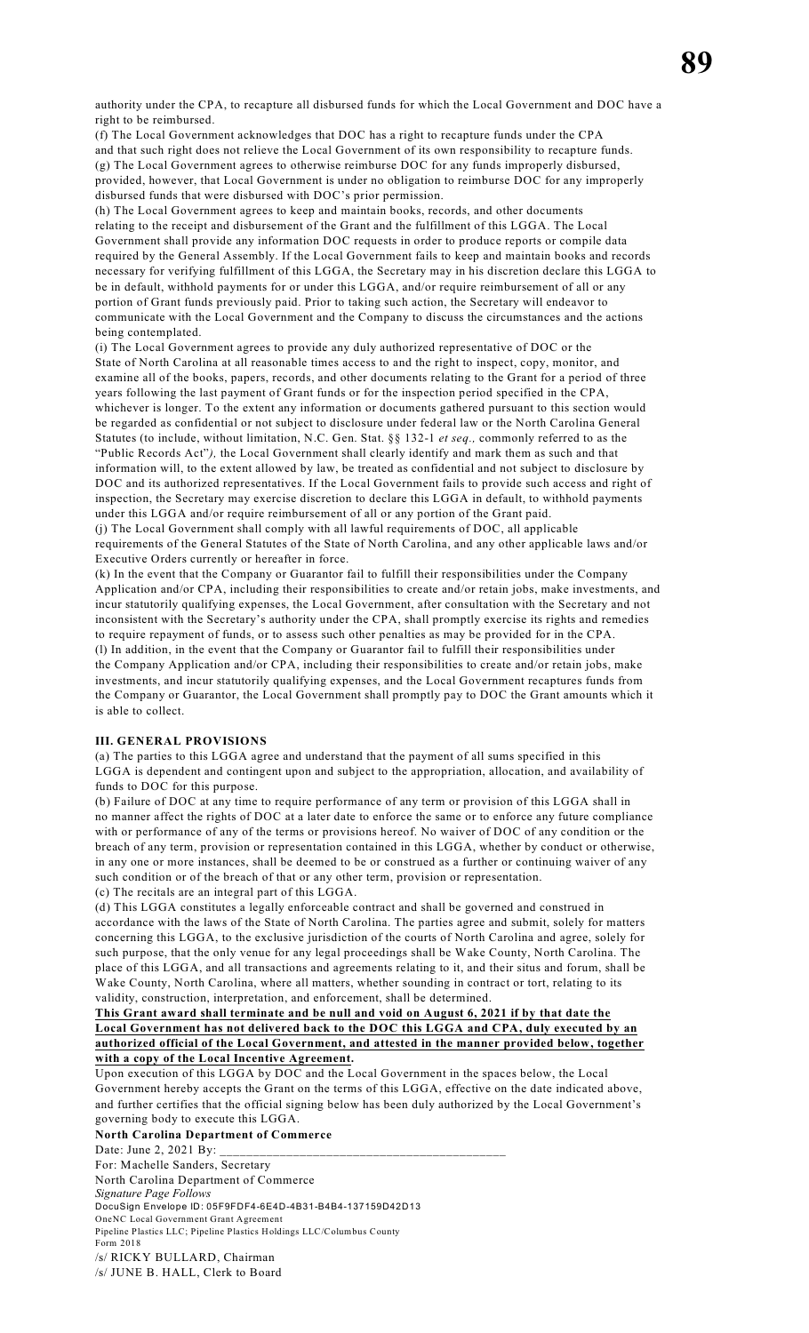authority under the CPA, to recapture all disbursed funds for which the Local Government and DOC have a right to be reimbursed.

(f) The Local Government acknowledges that DOC has a right to recapture funds under the CPA and that such right does not relieve the Local Government of its own responsibility to recapture funds.

(g) The Local Government agrees to otherwise reimburse DOC for any funds improperly disbursed, provided, however, that Local Government is under no obligation to reimburse DOC for any improperly disbursed funds that were disbursed with DOC's prior permission.

(h) The Local Government agrees to keep and maintain books, records, and other documents relating to the receipt and disbursement of the Grant and the fulfillment of this LGGA. The Local Government shall provide any information DOC requests in order to produce reports or compile data required by the General Assembly. If the Local Government fails to keep and maintain books and records necessary for verifying fulfillment of this LGGA, the Secretary may in his discretion declare this LGGA to be in default, withhold payments for or under this LGGA, and/or require reimbursement of all or any portion of Grant funds previously paid. Prior to taking such action, the Secretary will endeavor to communicate with the Local Government and the Company to discuss the circumstances and the actions being contemplated.

(i) The Local Government agrees to provide any duly authorized representative of DOC or the State of North Carolina at all reasonable times access to and the right to inspect, copy, monitor, and examine all of the books, papers, records, and other documents relating to the Grant for a period of three years following the last payment of Grant funds or for the inspection period specified in the CPA, whichever is longer. To the extent any information or documents gathered pursuant to this section would be regarded as confidential or not subject to disclosure under federal law or the North Carolina General Statutes (to include, without limitation, N.C. Gen. Stat. §§ 132-1 *et seq.,* commonly referred to as the "Public Records Act"*),* the Local Government shall clearly identify and mark them as such and that information will, to the extent allowed by law, be treated as confidential and not subject to disclosure by DOC and its authorized representatives. If the Local Government fails to provide such access and right of inspection, the Secretary may exercise discretion to declare this LGGA in default, to withhold payments under this LGGA and/or require reimbursement of all or any portion of the Grant paid.

(j) The Local Government shall comply with all lawful requirements of DOC, all applicable requirements of the General Statutes of the State of North Carolina, and any other applicable laws and/or Executive Orders currently or hereafter in force.

(k) In the event that the Company or Guarantor fail to fulfill their responsibilities under the Company Application and/or CPA, including their responsibilities to create and/or retain jobs, make investments, and incur statutorily qualifying expenses, the Local Government, after consultation with the Secretary and not inconsistent with the Secretary's authority under the CPA, shall promptly exercise its rights and remedies to require repayment of funds, or to assess such other penalties as may be provided for in the CPA.

(l) In addition, in the event that the Company or Guarantor fail to fulfill their responsibilities under the Company Application and/or CPA, including their responsibilities to create and/or retain jobs, make investments, and incur statutorily qualifying expenses, and the Local Government recaptures funds from the Company or Guarantor, the Local Government shall promptly pay to DOC the Grant amounts which it is able to collect.

**III. GENERAL PROVISIONS**

(a) The parties to this LGGA agree and understand that the payment of all sums specified in this LGGA is dependent and contingent upon and subject to the appropriation, allocation, and availability of funds to DOC for this purpose.

(b) Failure of DOC at any time to require performance of any term or provision of this LGGA shall in no manner affect the rights of DOC at a later date to enforce the same or to enforce any future compliance with or performance of any of the terms or provisions hereof. No waiver of DOC of any condition or the breach of any term, provision or representation contained in this LGGA, whether by conduct or otherwise, in any one or more instances, shall be deemed to be or construed as a further or continuing waiver of any such condition or of the breach of that or any other term, provision or representation.

(c) The recitals are an integral part of this LGGA.

(d) This LGGA constitutes a legally enforceable contract and shall be governed and construed in accordance with the laws of the State of North Carolina. The parties agree and submit, solely for matters concerning this LGGA, to the exclusive jurisdiction of the courts of North Carolina and agree, solely for such purpose, that the only venue for any legal proceedings shall be Wake County, North Carolina. The place of this LGGA, and all transactions and agreements relating to it, and their situs and forum, shall be Wake County, North Carolina, where all matters, whether sounding in contract or tort, relating to its validity, construction, interpretation, and enforcement, shall be determined.

**This Grant award shall terminate and be null and void on August 6, 2021 if by that date the Local Government has not delivered back to the DOC this LGGA and CPA, duly executed by an authorized official of the Local Government, and attested in the manner provided below, together with a copy of the Local Incentive Agreement.**

Upon execution of this LGGA by DOC and the Local Government in the spaces below, the Local Government hereby accepts the Grant on the terms of this LGGA, effective on the date indicated above, and further certifies that the official signing below has been duly authorized by the Local Government's governing body to execute this LGGA.

**North Carolina Department of Commerce**

Date: June 2, 2021 By: ___________________________________________

For: Machelle Sanders, Secretary

North Carolina Department of Commerce

*Signature Page Follows*

DocuSign Envelope ID: 05F9FDF4-6E4D-4B31-B4B4-137159D42D13

OneNC Local Government Grant Agreement

Pipeline Plastics LLC; Pipeline Plastics Holdings LLC/Columbus County

Form 2018

/s/ RICKY BULLARD, Chairman

/s/ JUNE B. HALL, Clerk to Board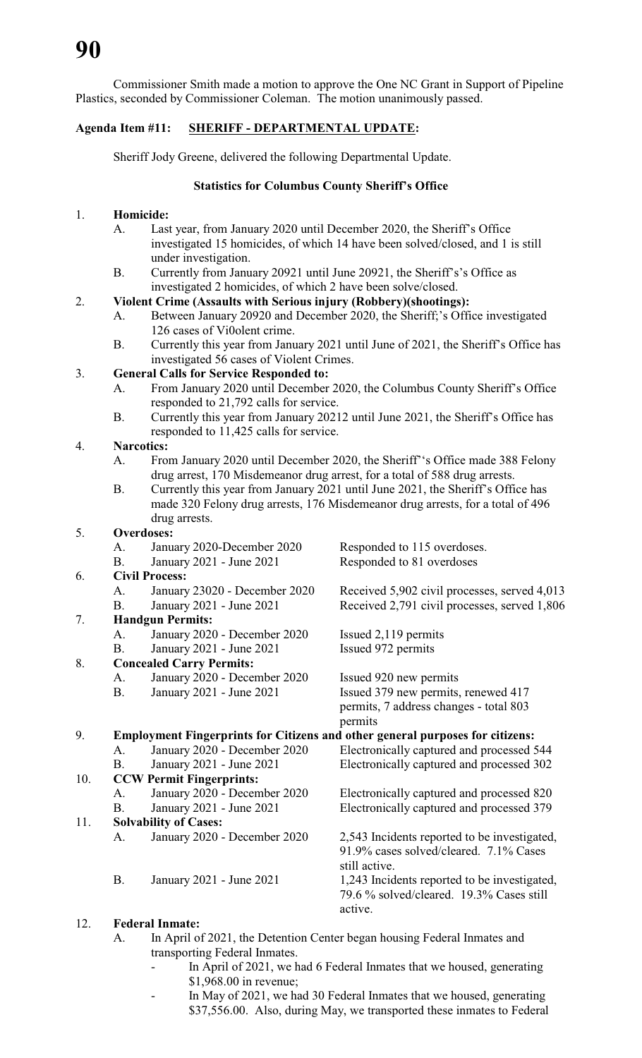Commissioner Smith made a motion to approve the One NC Grant in Support of Pipeline Plastics, seconded by Commissioner Coleman. The motion unanimously passed.

**Agenda Item #11: SHERIFF - DEPARTMENTAL UPDATE:**

Sheriff Jody Greene, delivered the following Departmental Update.

**Statistics for Columbus County Sheriff's Office**

1. **Homicide:**
   - A. Last year, from January 2020 until December 2020, the Sheriff's Office investigated 15 homicides, of which 14 have been solved/closed, and 1 is still under investigation.
   - B. Currently from January 20921 until June 20921, the Sheriff's's Office as investigated 2 homicides, of which 2 have been solve/closed.
2. **Violent Crime (Assaults with Serious injury (Robbery)(shootings):**
   - A. Between January 20920 and December 2020, the Sheriff;'s Office investigated 126 cases of Vi0olent crime.
   - B. Currently this year from January 2021 until June of 2021, the Sheriff's Office has investigated 56 cases of Violent Crimes.
3. **General Calls for Service Responded to:**
   - A. From January 2020 until December 2020, the Columbus County Sheriff's Office responded to 21,792 calls for service.
   - B. Currently this year from January 20212 until June 2021, the Sheriff's Office has responded to 11,425 calls for service.
4. **Narcotics:**
   - A. From January 2020 until December 2020, the Sheriff''s Office made 388 Felony drug arrest, 170 Misdemeanor drug arrest, for a total of 588 drug arrests.
   - B. Currently this year from January 2021 until June 2021, the Sheriff's Office has made 320 Felony drug arrests, 176 Misdemeanor drug arrests, for a total of 496 drug arrests.
5. **Overdoses:**
   - A. January 2020-December 2020 — Responded to 115 overdoses.
   - B. January 2021 - June 2021 — Responded to 81 overdoses
6. **Civil Process:**
   - A. January 23020 - December 2020 — Received 5,902 civil processes, served 4,013
   - B. January 2021 - June 2021 — Received 2,791 civil processes, served 1,806
7. **Handgun Permits:**
   - A. January 2020 - December 2020 — Issued 2,119 permits
   - B. January 2021 - June 2021 — Issued 972 permits
8. **Concealed Carry Permits:**
   - A. January 2020 - December 2020 — Issued 920 new permits
   - B. January 2021 - June 2021 — Issued 379 new permits, renewed 417 permits, 7 address changes - total 803 permits
9. **Employment Fingerprints for Citizens and other general purposes for citizens:**
   - A. January 2020 - December 2020 — Electronically captured and processed 544
   - B. January 2021 - June 2021 — Electronically captured and processed 302
10. **CCW Permit Fingerprints:**
    - A. January 2020 - December 2020 — Electronically captured and processed 820
    - B. January 2021 - June 2021 — Electronically captured and processed 379
11. **Solvability of Cases:**
    - A. January 2020 - December 2020 — 2,543 Incidents reported to be investigated, 91.9% cases solved/cleared. 7.1% Cases still active.
    - B. January 2021 - June 2021 — 1,243 Incidents reported to be investigated, 79.6 % solved/cleared. 19.3% Cases still active.
12. **Federal Inmate:**
    - A. In April of 2021, the Detention Center began housing Federal Inmates and transporting Federal Inmates.
      - In April of 2021, we had 6 Federal Inmates that we housed, generating $1,968.00 in revenue;
      - In May of 2021, we had 30 Federal Inmates that we housed, generating $37,556.00. Also, during May, we transported these inmates to Federal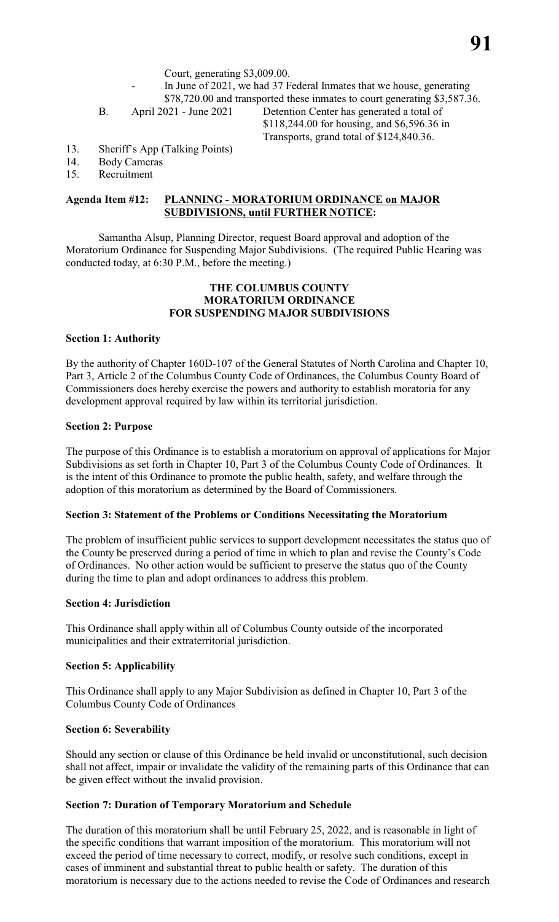Court, generating \$3,009.00.

- In June of 2021, we had 37 Federal Inmates that we house, generating \$78,720.00 and transported these inmates to court generating \$3,587.36.

B. April 2021 - June 2021 Detention Center has generated a total of \$118,244.00 for housing, and \$6,596.36 in Transports, grand total of \$124,840.36.

13. Sheriff's App (Talking Points)
14. Body Cameras
15. Recruitment

**Agenda Item #12: PLANNING - MORATORIUM ORDINANCE on MAJOR SUBDIVISIONS, until FURTHER NOTICE:**

Samantha Alsup, Planning Director, request Board approval and adoption of the Moratorium Ordinance for Suspending Major Subdivisions. (The required Public Hearing was conducted today, at 6:30 P.M., before the meeting.)

**THE COLUMBUS COUNTY MORATORIUM ORDINANCE FOR SUSPENDING MAJOR SUBDIVISIONS**

**Section 1: Authority**

By the authority of Chapter 160D-107 of the General Statutes of North Carolina and Chapter 10, Part 3, Article 2 of the Columbus County Code of Ordinances, the Columbus County Board of Commissioners does hereby exercise the powers and authority to establish moratoria for any development approval required by law within its territorial jurisdiction.

**Section 2: Purpose**

The purpose of this Ordinance is to establish a moratorium on approval of applications for Major Subdivisions as set forth in Chapter 10, Part 3 of the Columbus County Code of Ordinances. It is the intent of this Ordinance to promote the public health, safety, and welfare through the adoption of this moratorium as determined by the Board of Commissioners.

**Section 3: Statement of the Problems or Conditions Necessitating the Moratorium**

The problem of insufficient public services to support development necessitates the status quo of the County be preserved during a period of time in which to plan and revise the County's Code of Ordinances. No other action would be sufficient to preserve the status quo of the County during the time to plan and adopt ordinances to address this problem.

**Section 4: Jurisdiction**

This Ordinance shall apply within all of Columbus County outside of the incorporated municipalities and their extraterritorial jurisdiction.

**Section 5: Applicability**

This Ordinance shall apply to any Major Subdivision as defined in Chapter 10, Part 3 of the Columbus County Code of Ordinances

**Section 6: Severability**

Should any section or clause of this Ordinance be held invalid or unconstitutional, such decision shall not affect, impair or invalidate the validity of the remaining parts of this Ordinance that can be given effect without the invalid provision.

**Section 7: Duration of Temporary Moratorium and Schedule**

The duration of this moratorium shall be until February 25, 2022, and is reasonable in light of the specific conditions that warrant imposition of the moratorium. This moratorium will not exceed the period of time necessary to correct, modify, or resolve such conditions, except in cases of imminent and substantial threat to public health or safety. The duration of this moratorium is necessary due to the actions needed to revise the Code of Ordinances and research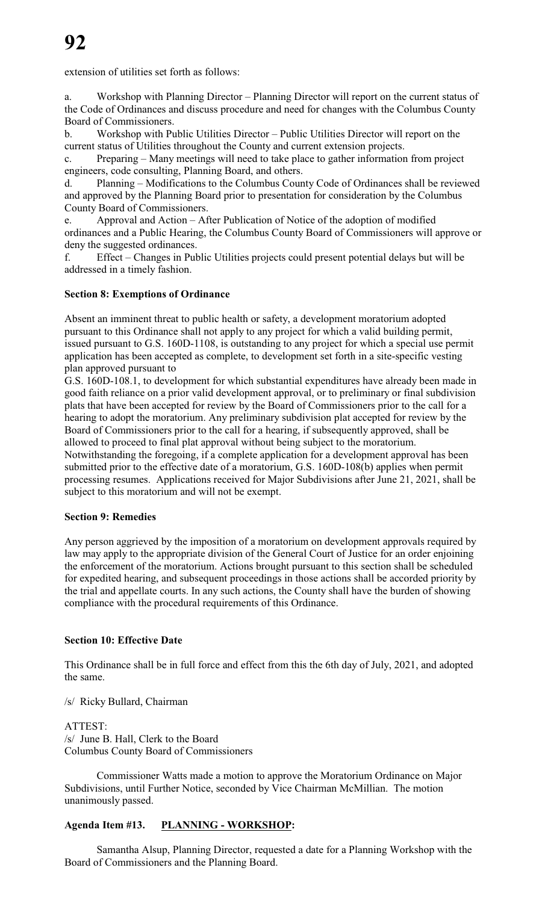extension of utilities set forth as follows:

a. Workshop with Planning Director – Planning Director will report on the current status of the Code of Ordinances and discuss procedure and need for changes with the Columbus County Board of Commissioners.
b. Workshop with Public Utilities Director – Public Utilities Director will report on the current status of Utilities throughout the County and current extension projects.
c. Preparing – Many meetings will need to take place to gather information from project engineers, code consulting, Planning Board, and others.
d. Planning – Modifications to the Columbus County Code of Ordinances shall be reviewed and approved by the Planning Board prior to presentation for consideration by the Columbus County Board of Commissioners.
e. Approval and Action – After Publication of Notice of the adoption of modified ordinances and a Public Hearing, the Columbus County Board of Commissioners will approve or deny the suggested ordinances.
f. Effect – Changes in Public Utilities projects could present potential delays but will be addressed in a timely fashion.

**Section 8: Exemptions of Ordinance**

Absent an imminent threat to public health or safety, a development moratorium adopted pursuant to this Ordinance shall not apply to any project for which a valid building permit, issued pursuant to G.S. 160D-1108, is outstanding to any project for which a special use permit application has been accepted as complete, to development set forth in a site-specific vesting plan approved pursuant to
G.S. 160D-108.1, to development for which substantial expenditures have already been made in good faith reliance on a prior valid development approval, or to preliminary or final subdivision plats that have been accepted for review by the Board of Commissioners prior to the call for a hearing to adopt the moratorium. Any preliminary subdivision plat accepted for review by the Board of Commissioners prior to the call for a hearing, if subsequently approved, shall be allowed to proceed to final plat approval without being subject to the moratorium.
Notwithstanding the foregoing, if a complete application for a development approval has been submitted prior to the effective date of a moratorium, G.S. 160D-108(b) applies when permit processing resumes. Applications received for Major Subdivisions after June 21, 2021, shall be subject to this moratorium and will not be exempt.

**Section 9: Remedies**

Any person aggrieved by the imposition of a moratorium on development approvals required by law may apply to the appropriate division of the General Court of Justice for an order enjoining the enforcement of the moratorium. Actions brought pursuant to this section shall be scheduled for expedited hearing, and subsequent proceedings in those actions shall be accorded priority by the trial and appellate courts. In any such actions, the County shall have the burden of showing compliance with the procedural requirements of this Ordinance.

**Section 10: Effective Date**

This Ordinance shall be in full force and effect from this the 6th day of July, 2021, and adopted the same.

/s/ Ricky Bullard, Chairman

ATTEST:
/s/ June B. Hall, Clerk to the Board
Columbus County Board of Commissioners

Commissioner Watts made a motion to approve the Moratorium Ordinance on Major Subdivisions, until Further Notice, seconded by Vice Chairman McMillian. The motion unanimously passed.

**Agenda Item #13. PLANNING - WORKSHOP:**

Samantha Alsup, Planning Director, requested a date for a Planning Workshop with the Board of Commissioners and the Planning Board.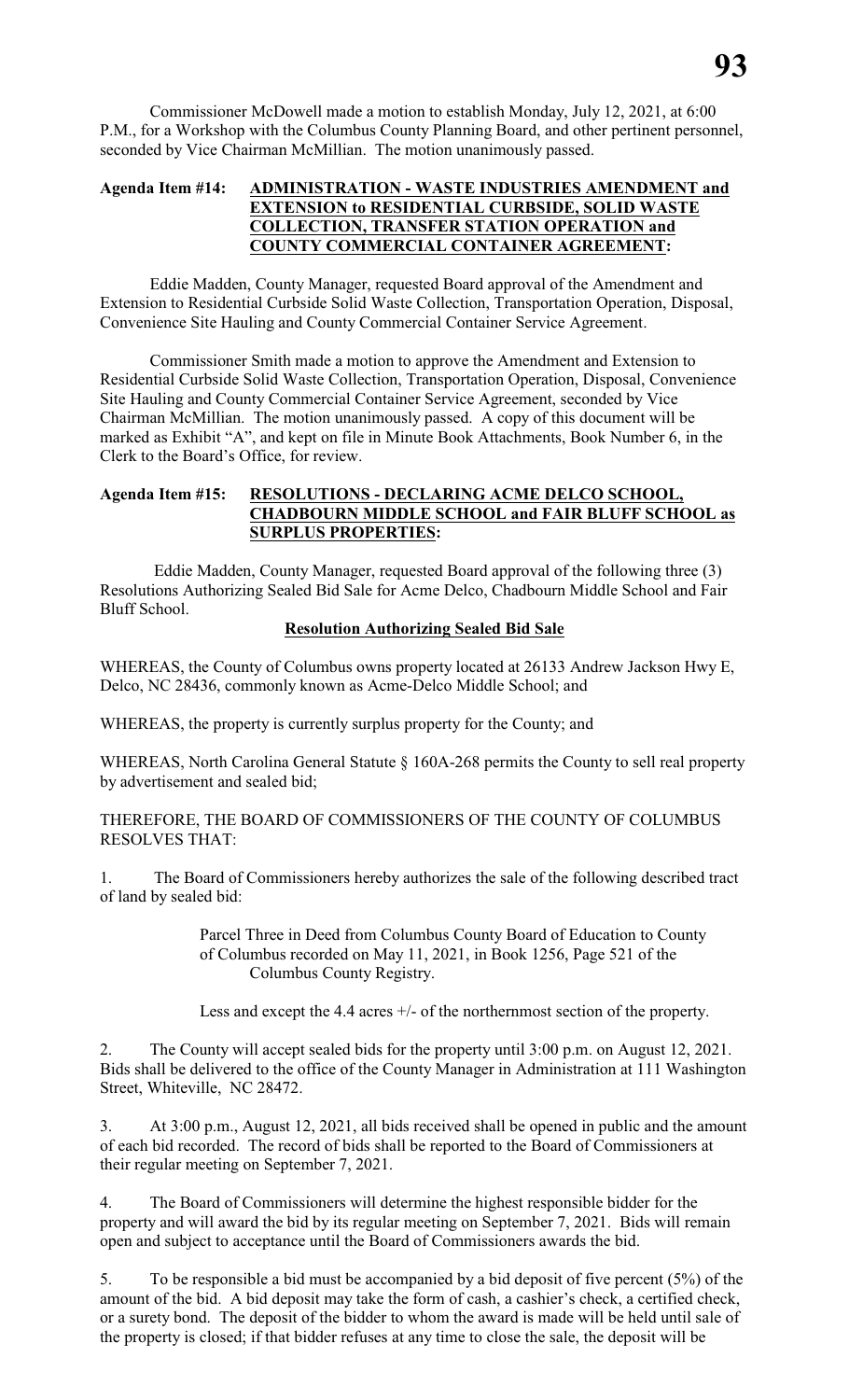Commissioner McDowell made a motion to establish Monday, July 12, 2021, at 6:00 P.M., for a Workshop with the Columbus County Planning Board, and other pertinent personnel, seconded by Vice Chairman McMillian. The motion unanimously passed.

**Agenda Item #14: ADMINISTRATION - WASTE INDUSTRIES AMENDMENT and EXTENSION to RESIDENTIAL CURBSIDE, SOLID WASTE COLLECTION, TRANSFER STATION OPERATION and COUNTY COMMERCIAL CONTAINER AGREEMENT:**

Eddie Madden, County Manager, requested Board approval of the Amendment and Extension to Residential Curbside Solid Waste Collection, Transportation Operation, Disposal, Convenience Site Hauling and County Commercial Container Service Agreement.

Commissioner Smith made a motion to approve the Amendment and Extension to Residential Curbside Solid Waste Collection, Transportation Operation, Disposal, Convenience Site Hauling and County Commercial Container Service Agreement, seconded by Vice Chairman McMillian. The motion unanimously passed. A copy of this document will be marked as Exhibit "A", and kept on file in Minute Book Attachments, Book Number 6, in the Clerk to the Board's Office, for review.

**Agenda Item #15: RESOLUTIONS - DECLARING ACME DELCO SCHOOL, CHADBOURN MIDDLE SCHOOL and FAIR BLUFF SCHOOL as SURPLUS PROPERTIES:**

Eddie Madden, County Manager, requested Board approval of the following three (3) Resolutions Authorizing Sealed Bid Sale for Acme Delco, Chadbourn Middle School and Fair Bluff School.

**Resolution Authorizing Sealed Bid Sale**

WHEREAS, the County of Columbus owns property located at 26133 Andrew Jackson Hwy E, Delco, NC 28436, commonly known as Acme-Delco Middle School; and

WHEREAS, the property is currently surplus property for the County; and

WHEREAS, North Carolina General Statute § 160A-268 permits the County to sell real property by advertisement and sealed bid;

THEREFORE, THE BOARD OF COMMISSIONERS OF THE COUNTY OF COLUMBUS RESOLVES THAT:

1. The Board of Commissioners hereby authorizes the sale of the following described tract of land by sealed bid:

   Parcel Three in Deed from Columbus County Board of Education to County of Columbus recorded on May 11, 2021, in Book 1256, Page 521 of the Columbus County Registry.

   Less and except the 4.4 acres +/- of the northernmost section of the property.

2. The County will accept sealed bids for the property until 3:00 p.m. on August 12, 2021. Bids shall be delivered to the office of the County Manager in Administration at 111 Washington Street, Whiteville, NC 28472.

3. At 3:00 p.m., August 12, 2021, all bids received shall be opened in public and the amount of each bid recorded. The record of bids shall be reported to the Board of Commissioners at their regular meeting on September 7, 2021.

4. The Board of Commissioners will determine the highest responsible bidder for the property and will award the bid by its regular meeting on September 7, 2021. Bids will remain open and subject to acceptance until the Board of Commissioners awards the bid.

5. To be responsible a bid must be accompanied by a bid deposit of five percent (5%) of the amount of the bid. A bid deposit may take the form of cash, a cashier's check, a certified check, or a surety bond. The deposit of the bidder to whom the award is made will be held until sale of the property is closed; if that bidder refuses at any time to close the sale, the deposit will be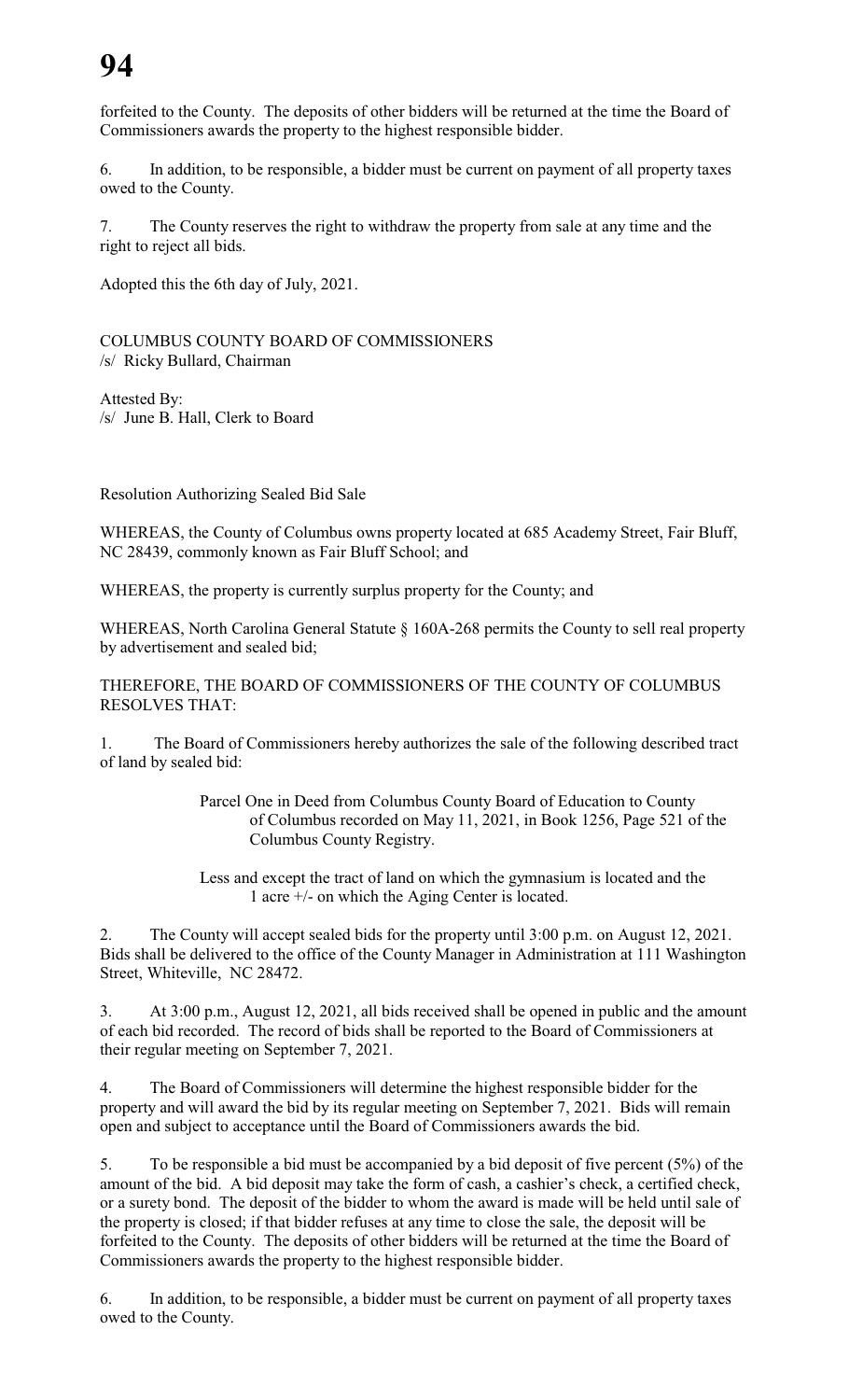forfeited to the County. The deposits of other bidders will be returned at the time the Board of Commissioners awards the property to the highest responsible bidder.

6. In addition, to be responsible, a bidder must be current on payment of all property taxes owed to the County.

7. The County reserves the right to withdraw the property from sale at any time and the right to reject all bids.

Adopted this the 6th day of July, 2021.

COLUMBUS COUNTY BOARD OF COMMISSIONERS
/s/ Ricky Bullard, Chairman

Attested By:
/s/ June B. Hall, Clerk to Board

Resolution Authorizing Sealed Bid Sale

WHEREAS, the County of Columbus owns property located at 685 Academy Street, Fair Bluff, NC 28439, commonly known as Fair Bluff School; and

WHEREAS, the property is currently surplus property for the County; and

WHEREAS, North Carolina General Statute § 160A-268 permits the County to sell real property by advertisement and sealed bid;

THEREFORE, THE BOARD OF COMMISSIONERS OF THE COUNTY OF COLUMBUS RESOLVES THAT:

1. The Board of Commissioners hereby authorizes the sale of the following described tract of land by sealed bid:

> Parcel One in Deed from Columbus County Board of Education to County of Columbus recorded on May 11, 2021, in Book 1256, Page 521 of the Columbus County Registry.
>
> Less and except the tract of land on which the gymnasium is located and the 1 acre +/- on which the Aging Center is located.

2. The County will accept sealed bids for the property until 3:00 p.m. on August 12, 2021. Bids shall be delivered to the office of the County Manager in Administration at 111 Washington Street, Whiteville, NC 28472.

3. At 3:00 p.m., August 12, 2021, all bids received shall be opened in public and the amount of each bid recorded. The record of bids shall be reported to the Board of Commissioners at their regular meeting on September 7, 2021.

4. The Board of Commissioners will determine the highest responsible bidder for the property and will award the bid by its regular meeting on September 7, 2021. Bids will remain open and subject to acceptance until the Board of Commissioners awards the bid.

5. To be responsible a bid must be accompanied by a bid deposit of five percent (5%) of the amount of the bid. A bid deposit may take the form of cash, a cashier's check, a certified check, or a surety bond. The deposit of the bidder to whom the award is made will be held until sale of the property is closed; if that bidder refuses at any time to close the sale, the deposit will be forfeited to the County. The deposits of other bidders will be returned at the time the Board of Commissioners awards the property to the highest responsible bidder.

6. In addition, to be responsible, a bidder must be current on payment of all property taxes owed to the County.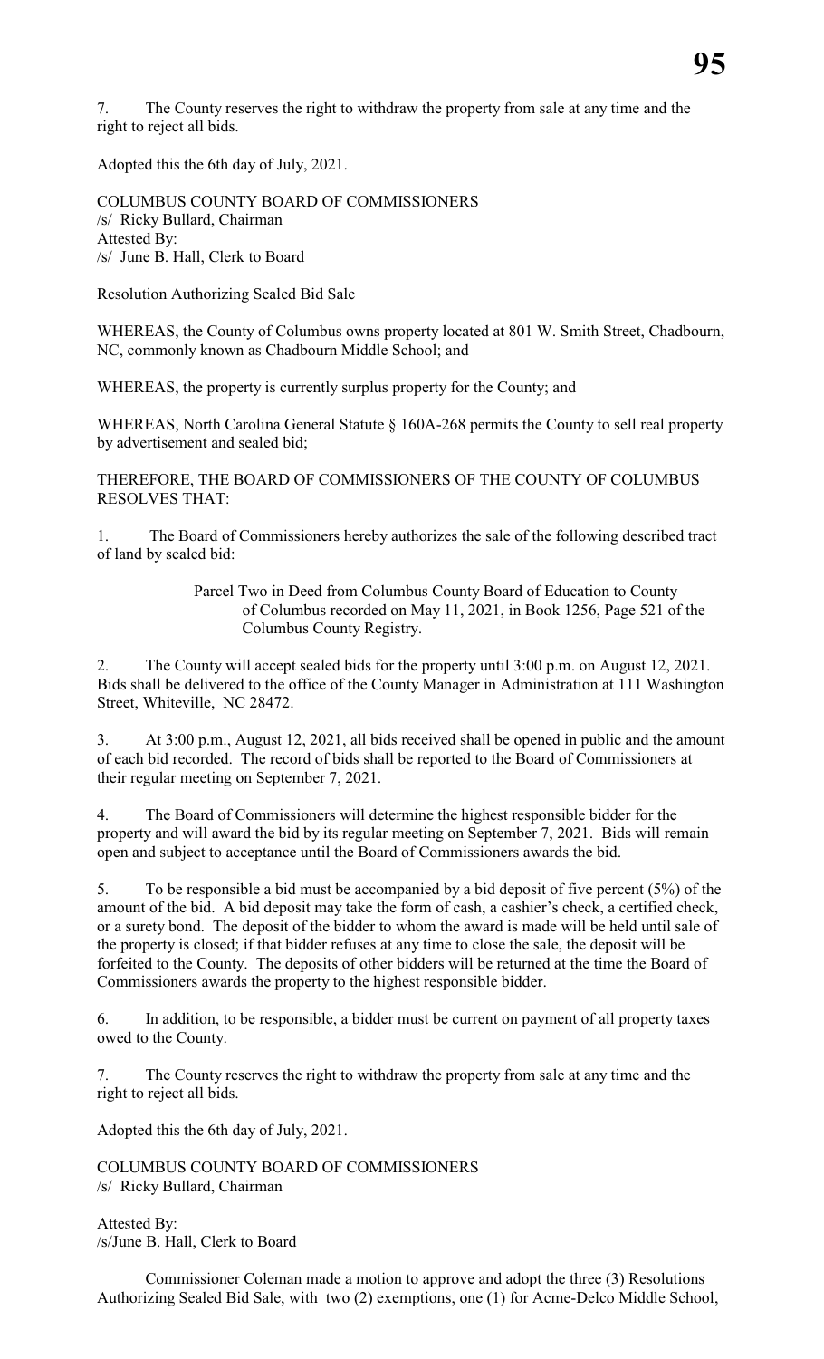7. The County reserves the right to withdraw the property from sale at any time and the right to reject all bids.

Adopted this the 6th day of July, 2021.

COLUMBUS COUNTY BOARD OF COMMISSIONERS
/s/ Ricky Bullard, Chairman
Attested By:
/s/ June B. Hall, Clerk to Board

Resolution Authorizing Sealed Bid Sale

WHEREAS, the County of Columbus owns property located at 801 W. Smith Street, Chadbourn, NC, commonly known as Chadbourn Middle School; and

WHEREAS, the property is currently surplus property for the County; and

WHEREAS, North Carolina General Statute § 160A-268 permits the County to sell real property by advertisement and sealed bid;

THEREFORE, THE BOARD OF COMMISSIONERS OF THE COUNTY OF COLUMBUS RESOLVES THAT:

1. The Board of Commissioners hereby authorizes the sale of the following described tract of land by sealed bid:

> Parcel Two in Deed from Columbus County Board of Education to County of Columbus recorded on May 11, 2021, in Book 1256, Page 521 of the Columbus County Registry.

2. The County will accept sealed bids for the property until 3:00 p.m. on August 12, 2021. Bids shall be delivered to the office of the County Manager in Administration at 111 Washington Street, Whiteville, NC 28472.

3. At 3:00 p.m., August 12, 2021, all bids received shall be opened in public and the amount of each bid recorded. The record of bids shall be reported to the Board of Commissioners at their regular meeting on September 7, 2021.

4. The Board of Commissioners will determine the highest responsible bidder for the property and will award the bid by its regular meeting on September 7, 2021. Bids will remain open and subject to acceptance until the Board of Commissioners awards the bid.

5. To be responsible a bid must be accompanied by a bid deposit of five percent (5%) of the amount of the bid. A bid deposit may take the form of cash, a cashier's check, a certified check, or a surety bond. The deposit of the bidder to whom the award is made will be held until sale of the property is closed; if that bidder refuses at any time to close the sale, the deposit will be forfeited to the County. The deposits of other bidders will be returned at the time the Board of Commissioners awards the property to the highest responsible bidder.

6. In addition, to be responsible, a bidder must be current on payment of all property taxes owed to the County.

7. The County reserves the right to withdraw the property from sale at any time and the right to reject all bids.

Adopted this the 6th day of July, 2021.

COLUMBUS COUNTY BOARD OF COMMISSIONERS
/s/ Ricky Bullard, Chairman

Attested By:
/s/June B. Hall, Clerk to Board

Commissioner Coleman made a motion to approve and adopt the three (3) Resolutions Authorizing Sealed Bid Sale, with two (2) exemptions, one (1) for Acme-Delco Middle School,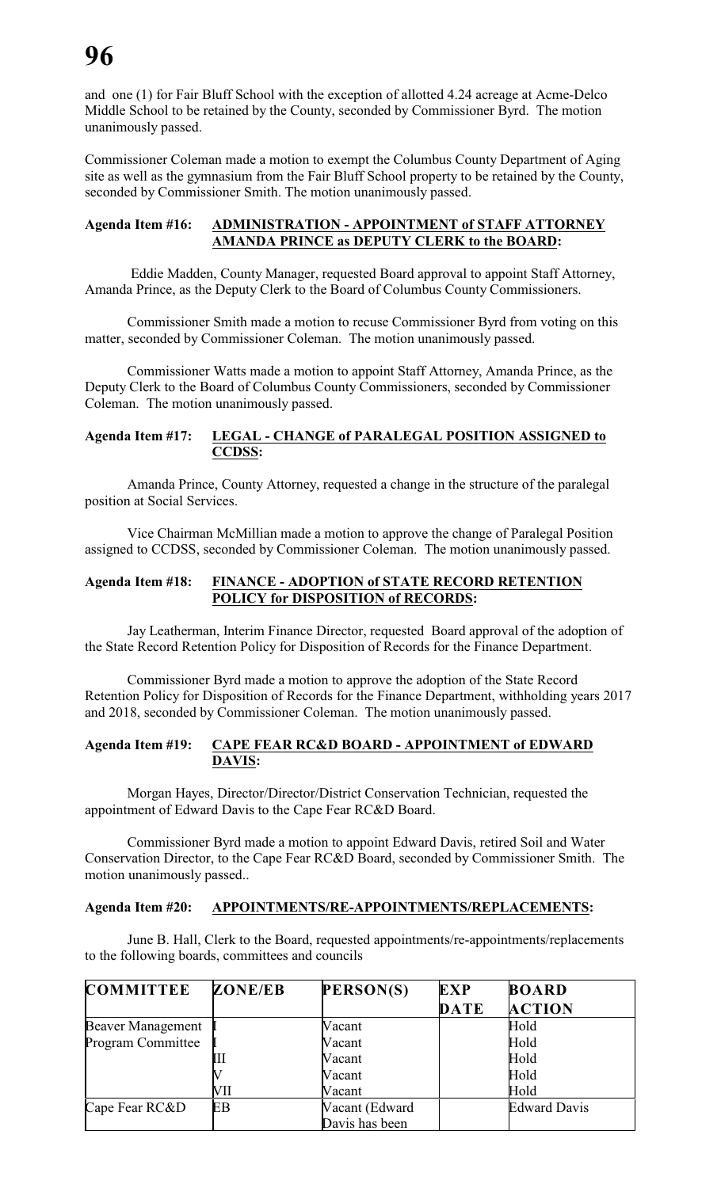and one (1) for Fair Bluff School with the exception of allotted 4.24 acreage at Acme-Delco Middle School to be retained by the County, seconded by Commissioner Byrd. The motion unanimously passed.

Commissioner Coleman made a motion to exempt the Columbus County Department of Aging site as well as the gymnasium from the Fair Bluff School property to be retained by the County, seconded by Commissioner Smith. The motion unanimously passed.

**Agenda Item #16: ADMINISTRATION - APPOINTMENT of STAFF ATTORNEY AMANDA PRINCE as DEPUTY CLERK to the BOARD:**

Eddie Madden, County Manager, requested Board approval to appoint Staff Attorney, Amanda Prince, as the Deputy Clerk to the Board of Columbus County Commissioners.

Commissioner Smith made a motion to recuse Commissioner Byrd from voting on this matter, seconded by Commissioner Coleman. The motion unanimously passed.

Commissioner Watts made a motion to appoint Staff Attorney, Amanda Prince, as the Deputy Clerk to the Board of Columbus County Commissioners, seconded by Commissioner Coleman. The motion unanimously passed.

**Agenda Item #17: LEGAL - CHANGE of PARALEGAL POSITION ASSIGNED to CCDSS:**

Amanda Prince, County Attorney, requested a change in the structure of the paralegal position at Social Services.

Vice Chairman McMillian made a motion to approve the change of Paralegal Position assigned to CCDSS, seconded by Commissioner Coleman. The motion unanimously passed.

**Agenda Item #18: FINANCE - ADOPTION of STATE RECORD RETENTION POLICY for DISPOSITION of RECORDS:**

Jay Leatherman, Interim Finance Director, requested Board approval of the adoption of the State Record Retention Policy for Disposition of Records for the Finance Department.

Commissioner Byrd made a motion to approve the adoption of the State Record Retention Policy for Disposition of Records for the Finance Department, withholding years 2017 and 2018, seconded by Commissioner Coleman. The motion unanimously passed.

**Agenda Item #19: CAPE FEAR RC&D BOARD - APPOINTMENT of EDWARD DAVIS:**

Morgan Hayes, Director/Director/District Conservation Technician, requested the appointment of Edward Davis to the Cape Fear RC&D Board.

Commissioner Byrd made a motion to appoint Edward Davis, retired Soil and Water Conservation Director, to the Cape Fear RC&D Board, seconded by Commissioner Smith. The motion unanimously passed..

**Agenda Item #20: APPOINTMENTS/RE-APPOINTMENTS/REPLACEMENTS:**

June B. Hall, Clerk to the Board, requested appointments/re-appointments/replacements to the following boards, committees and councils

| COMMITTEE | ZONE/EB | PERSON(S) | EXP DATE | BOARD ACTION |
|---|---|---|---|---|
| Beaver Management Program Committee | I | Vacant | | Hold |
| | I | Vacant | | Hold |
| | III | Vacant | | Hold |
| | V | Vacant | | Hold |
| | VII | Vacant | | Hold |
| Cape Fear RC&D | EB | Vacant (Edward Davis has been | | Edward Davis |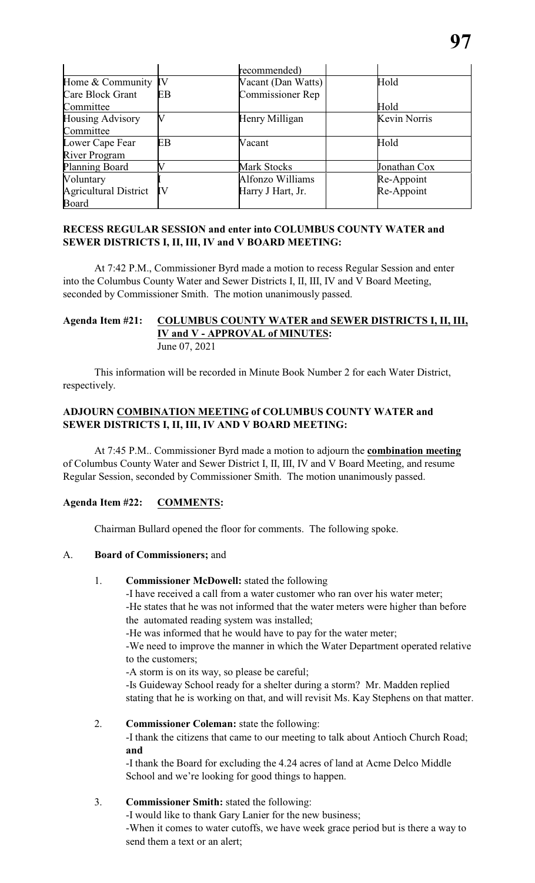|  |  | recommended) |  |  |
| --- | --- | --- | --- | --- |
| Home & Community | IV | Vacant (Dan Watts) |  | Hold |
| Care Block Grant | EB | Commissioner Rep |  |  |
| Committee |  |  |  | Hold |
| Housing Advisory Committee | V | Henry Milligan |  | Kevin Norris |
| Lower Cape Fear River Program | EB | Vacant |  | Hold |
| Planning Board | V | Mark Stocks |  | Jonathan Cox |
| Voluntary | I | Alfonzo Williams |  | Re-Appoint |
| Agricultural District Board | IV | Harry J Hart, Jr. |  | Re-Appoint |

**RECESS REGULAR SESSION and enter into COLUMBUS COUNTY WATER and SEWER DISTRICTS I, II, III, IV and V BOARD MEETING:**

At 7:42 P.M., Commissioner Byrd made a motion to recess Regular Session and enter into the Columbus County Water and Sewer Districts I, II, III, IV and V Board Meeting, seconded by Commissioner Smith. The motion unanimously passed.

**Agenda Item #21: COLUMBUS COUNTY WATER and SEWER DISTRICTS I, II, III, IV and V - APPROVAL of MINUTES:**
June 07, 2021

This information will be recorded in Minute Book Number 2 for each Water District, respectively.

**ADJOURN COMBINATION MEETING of COLUMBUS COUNTY WATER and SEWER DISTRICTS I, II, III, IV AND V BOARD MEETING:**

At 7:45 P.M.. Commissioner Byrd made a motion to adjourn the **combination meeting** of Columbus County Water and Sewer District I, II, III, IV and V Board Meeting, and resume Regular Session, seconded by Commissioner Smith. The motion unanimously passed.

**Agenda Item #22: COMMENTS:**

Chairman Bullard opened the floor for comments. The following spoke.

A. **Board of Commissioners;** and

1. **Commissioner McDowell:** stated the following
   - -I have received a call from a water customer who ran over his water meter;
   - -He states that he was not informed that the water meters were higher than before the automated reading system was installed;
   - -He was informed that he would have to pay for the water meter;
   - -We need to improve the manner in which the Water Department operated relative to the customers;
   - -A storm is on its way, so please be careful;
   - -Is Guideway School ready for a shelter during a storm? Mr. Madden replied stating that he is working on that, and will revisit Ms. Kay Stephens on that matter.

2. **Commissioner Coleman:** state the following:
   - -I thank the citizens that came to our meeting to talk about Antioch Church Road; **and**
   - -I thank the Board for excluding the 4.24 acres of land at Acme Delco Middle School and we're looking for good things to happen.

3. **Commissioner Smith:** stated the following:
   - -I would like to thank Gary Lanier for the new business;
   - -When it comes to water cutoffs, we have week grace period but is there a way to send them a text or an alert;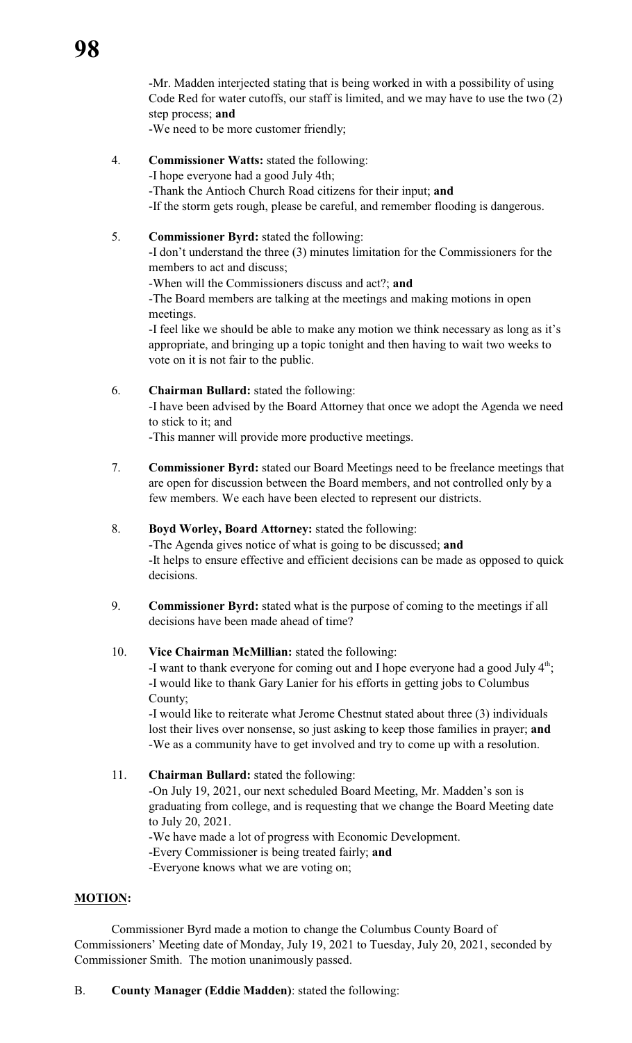-Mr. Madden interjected stating that is being worked in with a possibility of using Code Red for water cutoffs, our staff is limited, and we may have to use the two (2) step process; **and**

-We need to be more customer friendly;

4. **Commissioner Watts:** stated the following:

   -I hope everyone had a good July 4th;

   -Thank the Antioch Church Road citizens for their input; **and**

   -If the storm gets rough, please be careful, and remember flooding is dangerous.

5. **Commissioner Byrd:** stated the following:

   -I don't understand the three (3) minutes limitation for the Commissioners for the members to act and discuss;

   -When will the Commissioners discuss and act?; **and**

   -The Board members are talking at the meetings and making motions in open meetings.

   -I feel like we should be able to make any motion we think necessary as long as it's appropriate, and bringing up a topic tonight and then having to wait two weeks to vote on it is not fair to the public.

6. **Chairman Bullard:** stated the following:

   -I have been advised by the Board Attorney that once we adopt the Agenda we need to stick to it; and

   -This manner will provide more productive meetings.

7. **Commissioner Byrd:** stated our Board Meetings need to be freelance meetings that are open for discussion between the Board members, and not controlled only by a few members. We each have been elected to represent our districts.

8. **Boyd Worley, Board Attorney:** stated the following:

   -The Agenda gives notice of what is going to be discussed; **and**

   -It helps to ensure effective and efficient decisions can be made as opposed to quick decisions.

9. **Commissioner Byrd:** stated what is the purpose of coming to the meetings if all decisions have been made ahead of time?

10. **Vice Chairman McMillian:** stated the following:

    -I want to thank everyone for coming out and I hope everyone had a good July 4th;

    -I would like to thank Gary Lanier for his efforts in getting jobs to Columbus County;

    -I would like to reiterate what Jerome Chestnut stated about three (3) individuals lost their lives over nonsense, so just asking to keep those families in prayer; **and**

    -We as a community have to get involved and try to come up with a resolution.

11. **Chairman Bullard:** stated the following:

    -On July 19, 2021, our next scheduled Board Meeting, Mr. Madden's son is graduating from college, and is requesting that we change the Board Meeting date to July 20, 2021.

    -We have made a lot of progress with Economic Development.

    -Every Commissioner is being treated fairly; **and**

    -Everyone knows what we are voting on;

**MOTION:**

Commissioner Byrd made a motion to change the Columbus County Board of Commissioners' Meeting date of Monday, July 19, 2021 to Tuesday, July 20, 2021, seconded by Commissioner Smith. The motion unanimously passed.

B. **County Manager (Eddie Madden)**: stated the following: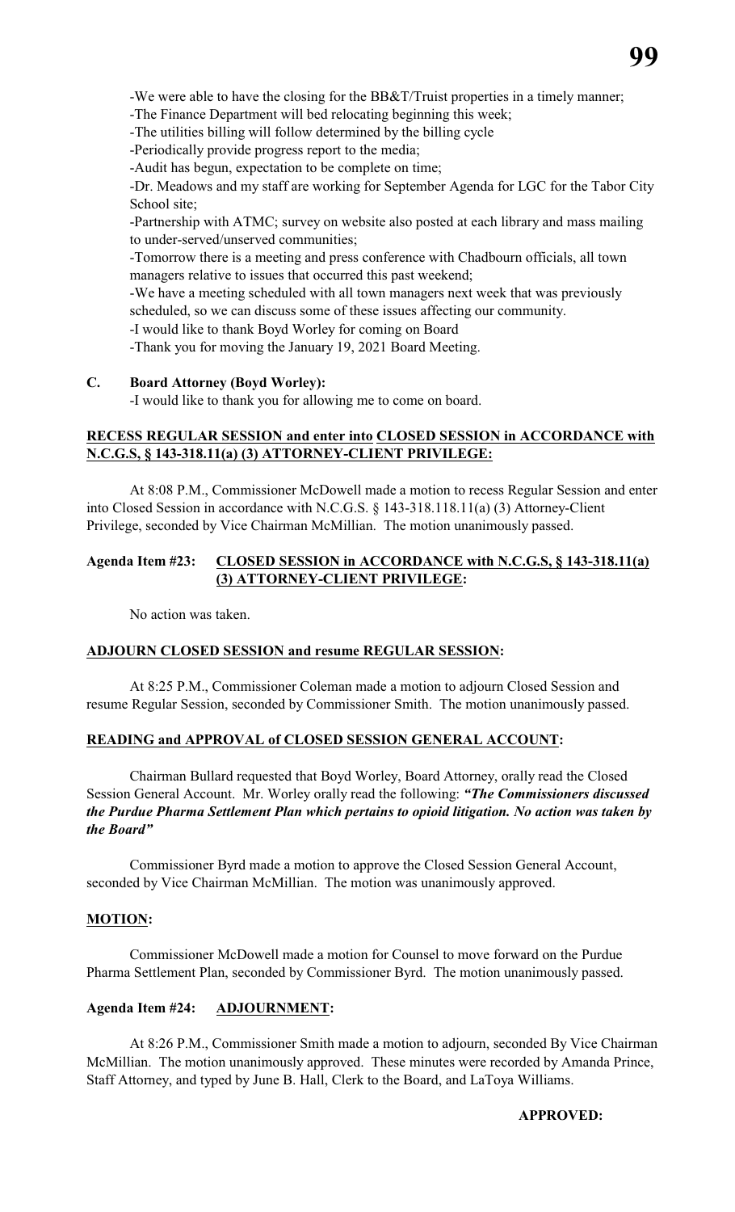-We were able to have the closing for the BB&T/Truist properties in a timely manner;
-The Finance Department will bed relocating beginning this week;
-The utilities billing will follow determined by the billing cycle
-Periodically provide progress report to the media;
-Audit has begun, expectation to be complete on time;
-Dr. Meadows and my staff are working for September Agenda for LGC for the Tabor City School site;
-Partnership with ATMC; survey on website also posted at each library and mass mailing to under-served/unserved communities;
-Tomorrow there is a meeting and press conference with Chadbourn officials, all town managers relative to issues that occurred this past weekend;
-We have a meeting scheduled with all town managers next week that was previously scheduled, so we can discuss some of these issues affecting our community.
-I would like to thank Boyd Worley for coming on Board
-Thank you for moving the January 19, 2021 Board Meeting.

**C. Board Attorney (Boyd Worley):**

-I would like to thank you for allowing me to come on board.

**RECESS REGULAR SESSION and enter into CLOSED SESSION in ACCORDANCE with N.C.G.S, § 143-318.11(a) (3) ATTORNEY-CLIENT PRIVILEGE:**

At 8:08 P.M., Commissioner McDowell made a motion to recess Regular Session and enter into Closed Session in accordance with N.C.G.S. § 143-318.118.11(a) (3) Attorney-Client Privilege, seconded by Vice Chairman McMillian. The motion unanimously passed.

**Agenda Item #23: CLOSED SESSION in ACCORDANCE with N.C.G.S, § 143-318.11(a) (3) ATTORNEY-CLIENT PRIVILEGE:**

No action was taken.

**ADJOURN CLOSED SESSION and resume REGULAR SESSION:**

At 8:25 P.M., Commissioner Coleman made a motion to adjourn Closed Session and resume Regular Session, seconded by Commissioner Smith. The motion unanimously passed.

**READING and APPROVAL of CLOSED SESSION GENERAL ACCOUNT:**

Chairman Bullard requested that Boyd Worley, Board Attorney, orally read the Closed Session General Account. Mr. Worley orally read the following: ***"The Commissioners discussed the Purdue Pharma Settlement Plan which pertains to opioid litigation. No action was taken by the Board"***

Commissioner Byrd made a motion to approve the Closed Session General Account, seconded by Vice Chairman McMillian. The motion was unanimously approved.

**MOTION:**

Commissioner McDowell made a motion for Counsel to move forward on the Purdue Pharma Settlement Plan, seconded by Commissioner Byrd. The motion unanimously passed.

**Agenda Item #24: ADJOURNMENT:**

At 8:26 P.M., Commissioner Smith made a motion to adjourn, seconded By Vice Chairman McMillian. The motion unanimously approved. These minutes were recorded by Amanda Prince, Staff Attorney, and typed by June B. Hall, Clerk to the Board, and LaToya Williams.

**APPROVED:**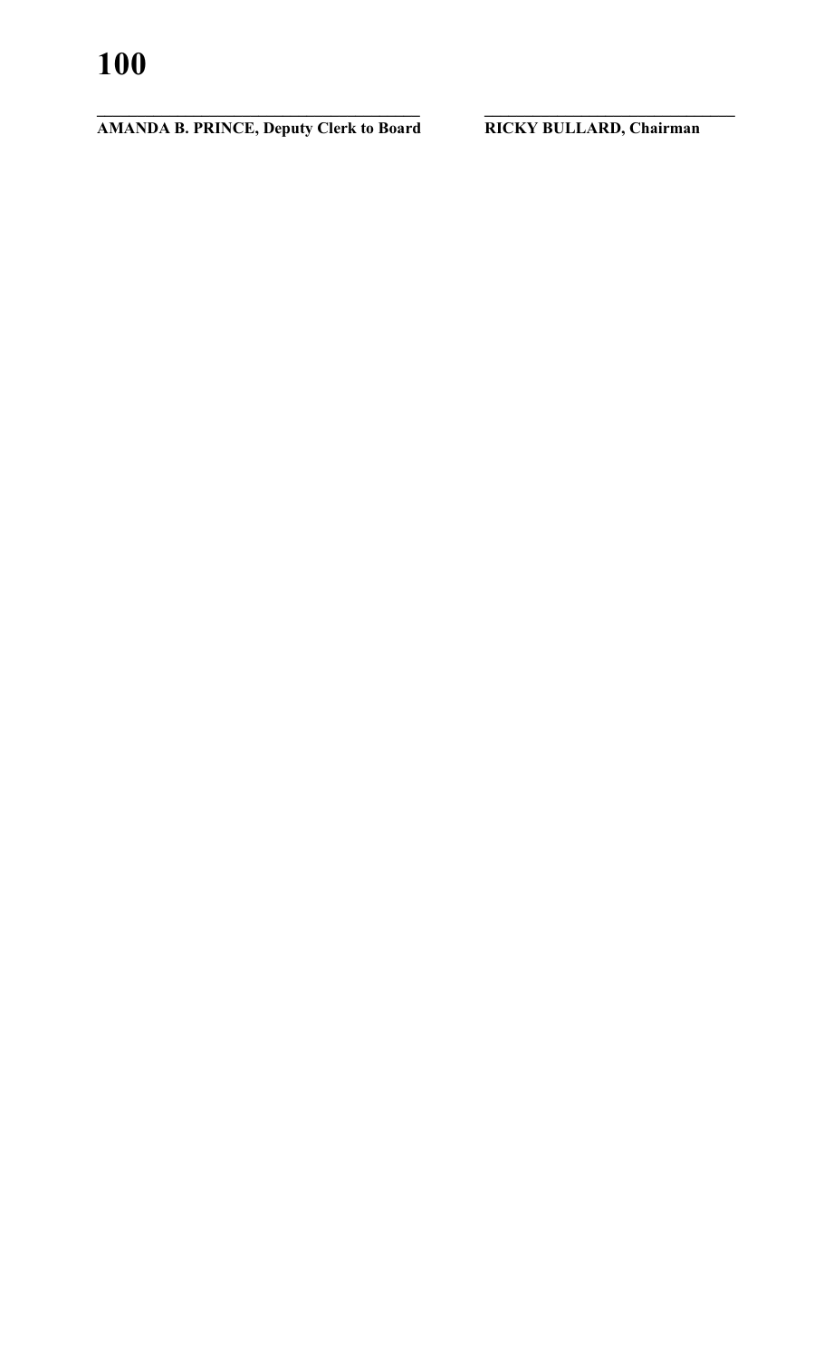______________________________________ ______________________________

**AMANDA B. PRINCE, Deputy Clerk to Board** **RICKY BULLARD, Chairman**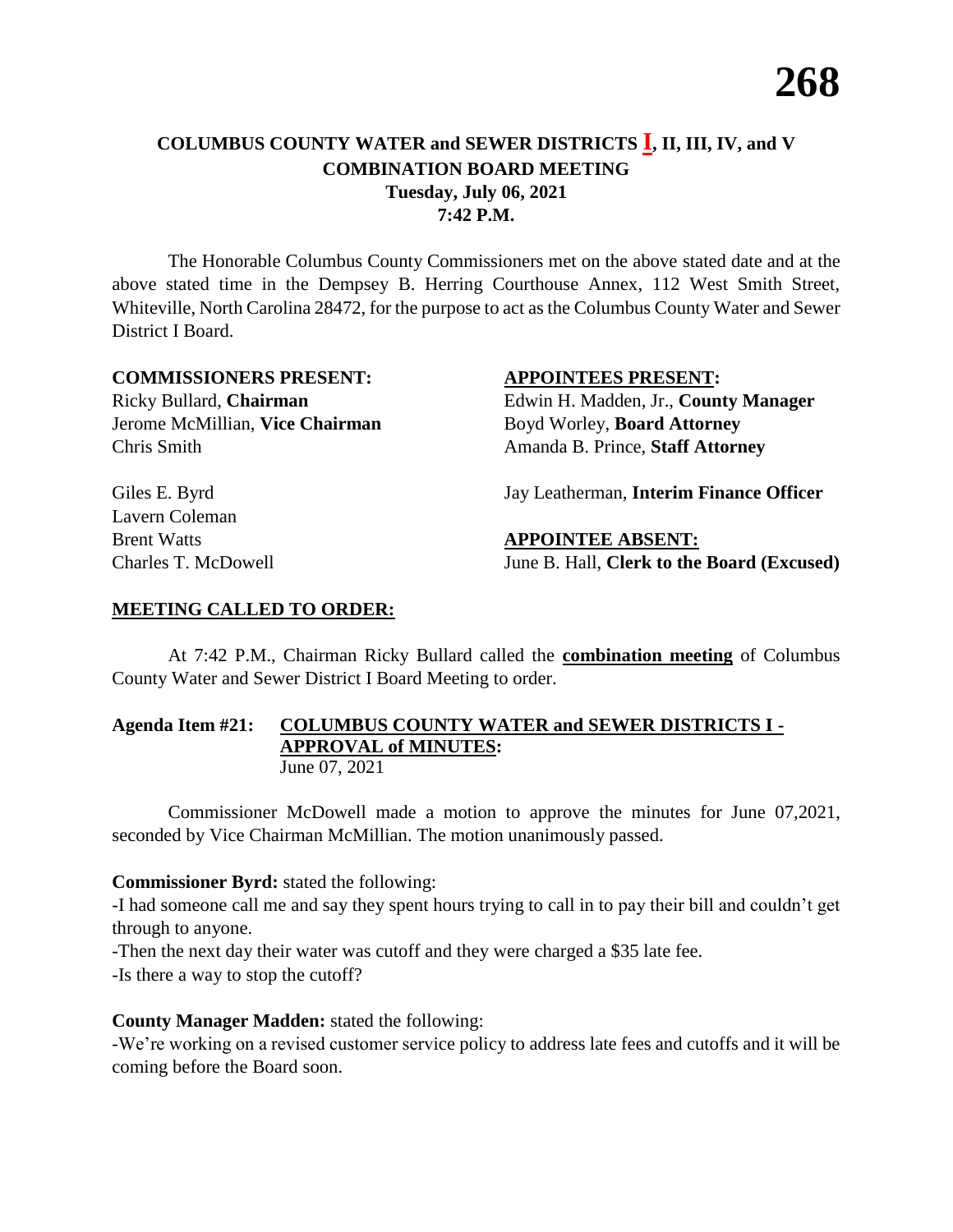# COLUMBUS COUNTY WATER and SEWER DISTRICTS I, II, III, IV, and V
## COMBINATION BOARD MEETING
### Tuesday, July 06, 2021
### 7:42 P.M.

The Honorable Columbus County Commissioners met on the above stated date and at the above stated time in the Dempsey B. Herring Courthouse Annex, 112 West Smith Street, Whiteville, North Carolina 28472, for the purpose to act as the Columbus County Water and Sewer District I Board.

**COMMISSIONERS PRESENT:**
Ricky Bullard, **Chairman**
Jerome McMillian, **Vice Chairman**
Chris Smith

Giles E. Byrd
Lavern Coleman
Brent Watts
Charles T. McDowell

**APPOINTEES PRESENT:**
Edwin H. Madden, Jr., **County Manager**
Boyd Worley, **Board Attorney**
Amanda B. Prince, **Staff Attorney**

Jay Leatherman, **Interim Finance Officer**

**APPOINTEE ABSENT:**
June B. Hall, **Clerk to the Board (Excused)**

**MEETING CALLED TO ORDER:**

At 7:42 P.M., Chairman Ricky Bullard called the **combination meeting** of Columbus County Water and Sewer District I Board Meeting to order.

**Agenda Item #21: COLUMBUS COUNTY WATER and SEWER DISTRICTS I - APPROVAL of MINUTES:**
June 07, 2021

Commissioner McDowell made a motion to approve the minutes for June 07,2021, seconded by Vice Chairman McMillian. The motion unanimously passed.

**Commissioner Byrd:** stated the following:
-I had someone call me and say they spent hours trying to call in to pay their bill and couldn't get through to anyone.
-Then the next day their water was cutoff and they were charged a $35 late fee.
-Is there a way to stop the cutoff?

**County Manager Madden:** stated the following:
-We're working on a revised customer service policy to address late fees and cutoffs and it will be coming before the Board soon.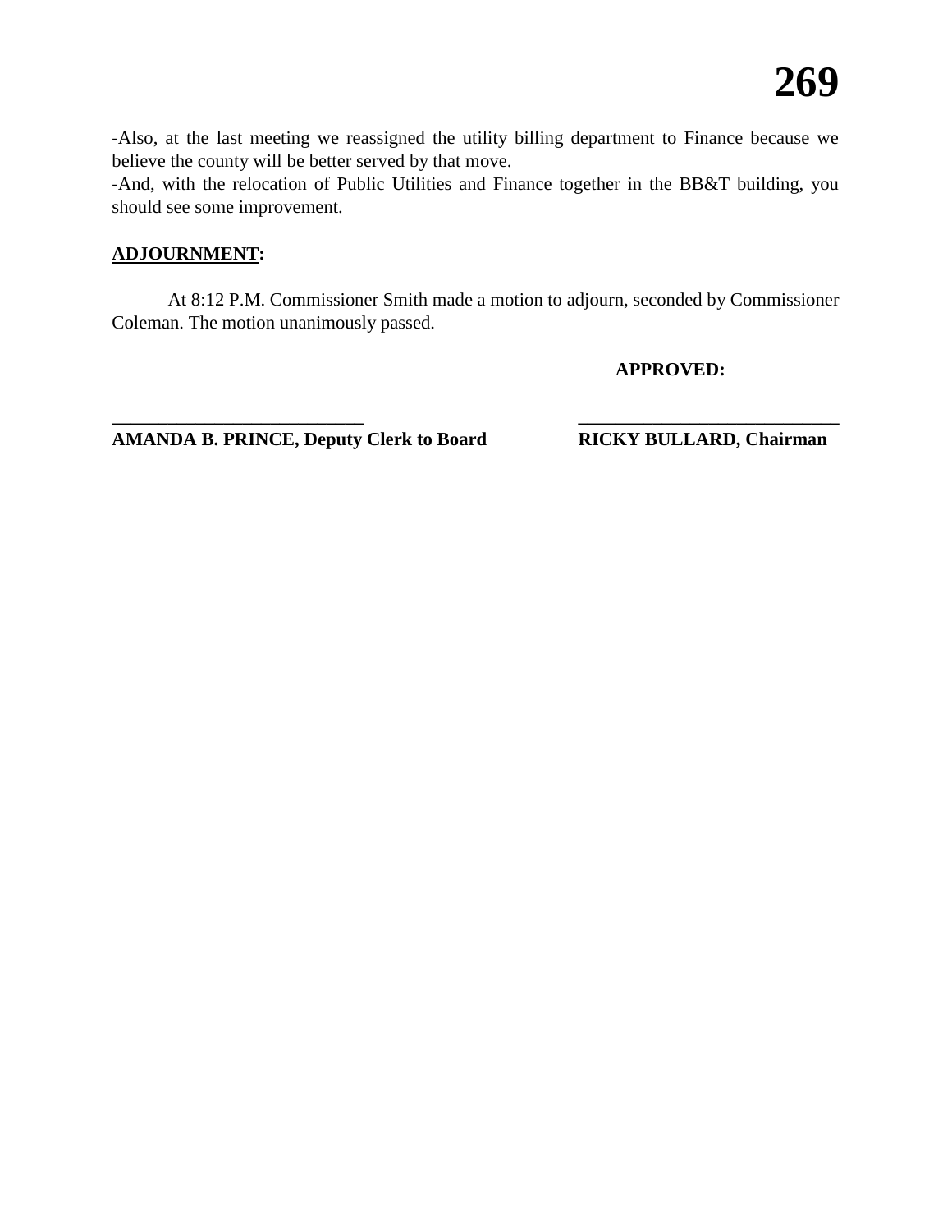-Also, at the last meeting we reassigned the utility billing department to Finance because we believe the county will be better served by that move.
-And, with the relocation of Public Utilities and Finance together in the BB&T building, you should see some improvement.

**ADJOURNMENT:**

At 8:12 P.M. Commissioner Smith made a motion to adjourn, seconded by Commissioner Coleman. The motion unanimously passed.

**APPROVED:**

**___________________________** **___________________________**

**AMANDA B. PRINCE, Deputy Clerk to Board** **RICKY BULLARD, Chairman**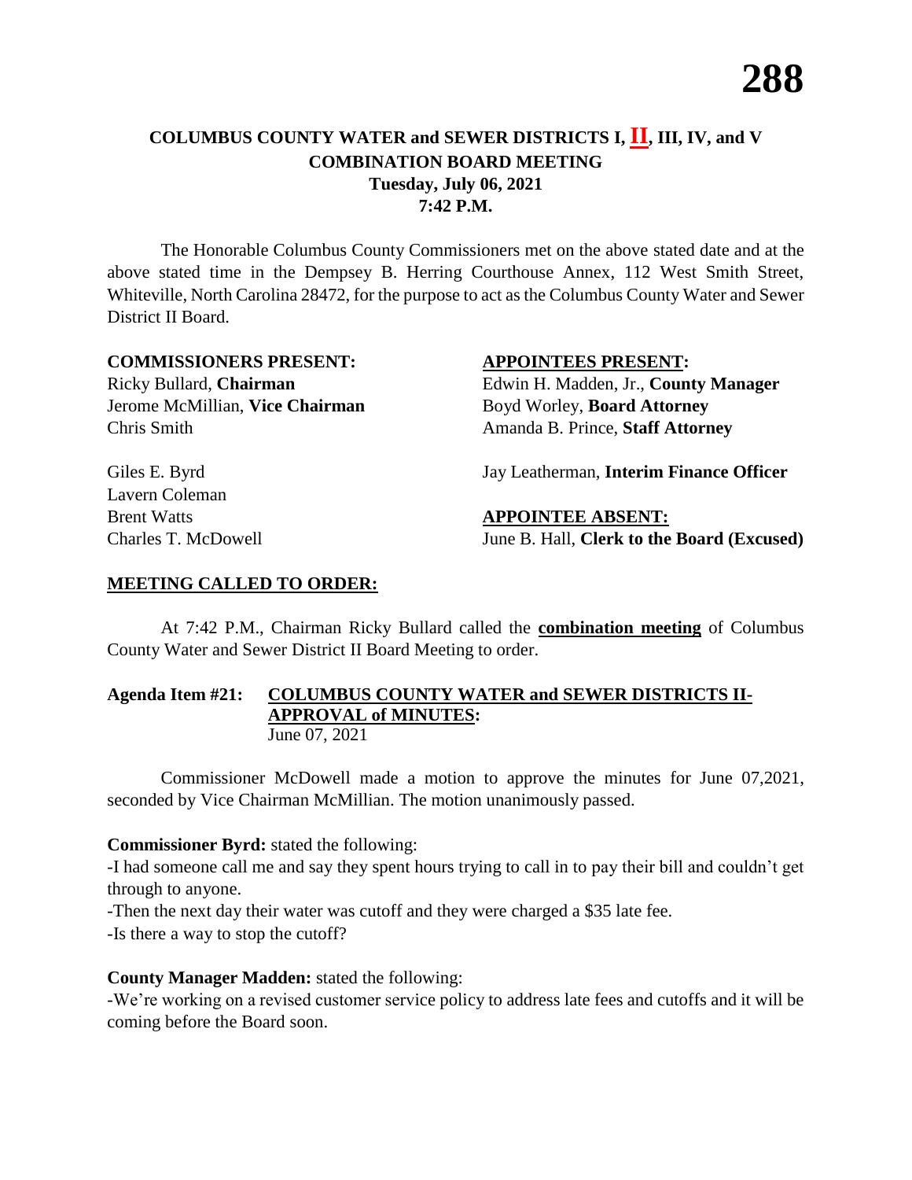# COLUMBUS COUNTY WATER and SEWER DISTRICTS I, II, III, IV, and V COMBINATION BOARD MEETING

**Tuesday, July 06, 2021**
**7:42 P.M.**

The Honorable Columbus County Commissioners met on the above stated date and at the above stated time in the Dempsey B. Herring Courthouse Annex, 112 West Smith Street, Whiteville, North Carolina 28472, for the purpose to act as the Columbus County Water and Sewer District II Board.

**COMMISSIONERS PRESENT:**

Ricky Bullard, **Chairman**
Jerome McMillian, **Vice Chairman**
Chris Smith
Giles E. Byrd
Lavern Coleman
Brent Watts
Charles T. McDowell

**APPOINTEES PRESENT:**

Edwin H. Madden, Jr., **County Manager**
Boyd Worley, **Board Attorney**
Amanda B. Prince, **Staff Attorney**
Jay Leatherman, **Interim Finance Officer**

**APPOINTEE ABSENT:**

June B. Hall, **Clerk to the Board (Excused)**

**MEETING CALLED TO ORDER:**

At 7:42 P.M., Chairman Ricky Bullard called the **combination meeting** of Columbus County Water and Sewer District II Board Meeting to order.

**Agenda Item #21: COLUMBUS COUNTY WATER and SEWER DISTRICTS II-APPROVAL of MINUTES:**
June 07, 2021

Commissioner McDowell made a motion to approve the minutes for June 07,2021, seconded by Vice Chairman McMillian. The motion unanimously passed.

**Commissioner Byrd:** stated the following:

-I had someone call me and say they spent hours trying to call in to pay their bill and couldn't get through to anyone.

-Then the next day their water was cutoff and they were charged a $35 late fee.

-Is there a way to stop the cutoff?

**County Manager Madden:** stated the following:

-We're working on a revised customer service policy to address late fees and cutoffs and it will be coming before the Board soon.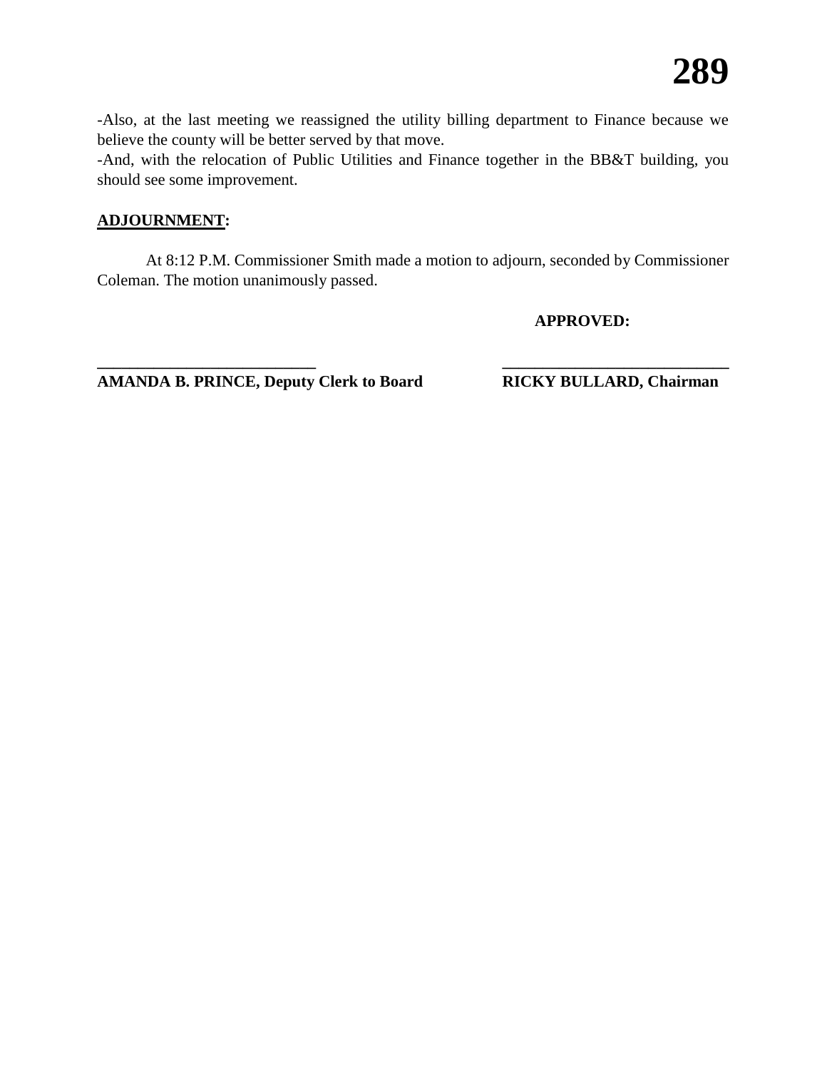-Also, at the last meeting we reassigned the utility billing department to Finance because we believe the county will be better served by that move.
-And, with the relocation of Public Utilities and Finance together in the BB&T building, you should see some improvement.

**ADJOURNMENT:**

At 8:12 P.M. Commissioner Smith made a motion to adjourn, seconded by Commissioner Coleman. The motion unanimously passed.

**APPROVED:**

**___________________________ ___________________________**
**AMANDA B. PRINCE, Deputy Clerk to Board RICKY BULLARD, Chairman**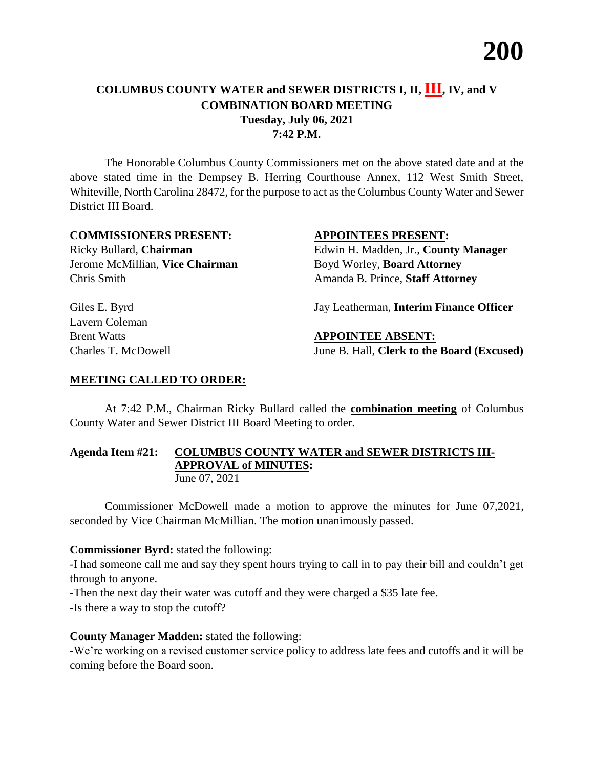# COLUMBUS COUNTY WATER and SEWER DISTRICTS I, II, III, IV, and V
## COMBINATION BOARD MEETING
### Tuesday, July 06, 2021
### 7:42 P.M.

The Honorable Columbus County Commissioners met on the above stated date and at the above stated time in the Dempsey B. Herring Courthouse Annex, 112 West Smith Street, Whiteville, North Carolina 28472, for the purpose to act as the Columbus County Water and Sewer District III Board.

**COMMISSIONERS PRESENT:**
Ricky Bullard, **Chairman**
Jerome McMillian, **Vice Chairman**
Chris Smith
Giles E. Byrd
Lavern Coleman
Brent Watts
Charles T. McDowell

**APPOINTEES PRESENT:**
Edwin H. Madden, Jr., **County Manager**
Boyd Worley, **Board Attorney**
Amanda B. Prince, **Staff Attorney**
Jay Leatherman, **Interim Finance Officer**

**APPOINTEE ABSENT:**
June B. Hall, **Clerk to the Board (Excused)**

**MEETING CALLED TO ORDER:**

At 7:42 P.M., Chairman Ricky Bullard called the **combination meeting** of Columbus County Water and Sewer District III Board Meeting to order.

**Agenda Item #21: COLUMBUS COUNTY WATER and SEWER DISTRICTS III-APPROVAL of MINUTES:**
June 07, 2021

Commissioner McDowell made a motion to approve the minutes for June 07,2021, seconded by Vice Chairman McMillian. The motion unanimously passed.

**Commissioner Byrd:** stated the following:
-I had someone call me and say they spent hours trying to call in to pay their bill and couldn't get through to anyone.
-Then the next day their water was cutoff and they were charged a $35 late fee.
-Is there a way to stop the cutoff?

**County Manager Madden:** stated the following:
-We're working on a revised customer service policy to address late fees and cutoffs and it will be coming before the Board soon.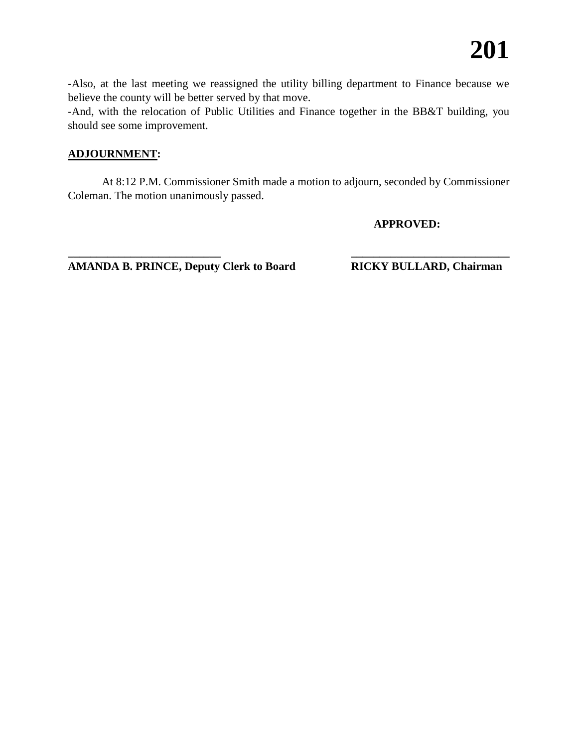-Also, at the last meeting we reassigned the utility billing department to Finance because we believe the county will be better served by that move.
-And, with the relocation of Public Utilities and Finance together in the BB&T building, you should see some improvement.

**ADJOURNMENT:**

At 8:12 P.M. Commissioner Smith made a motion to adjourn, seconded by Commissioner Coleman. The motion unanimously passed.

**APPROVED:**

**___________________________**
**AMANDA B. PRINCE, Deputy Clerk to Board**

**___________________________**
**RICKY BULLARD, Chairman**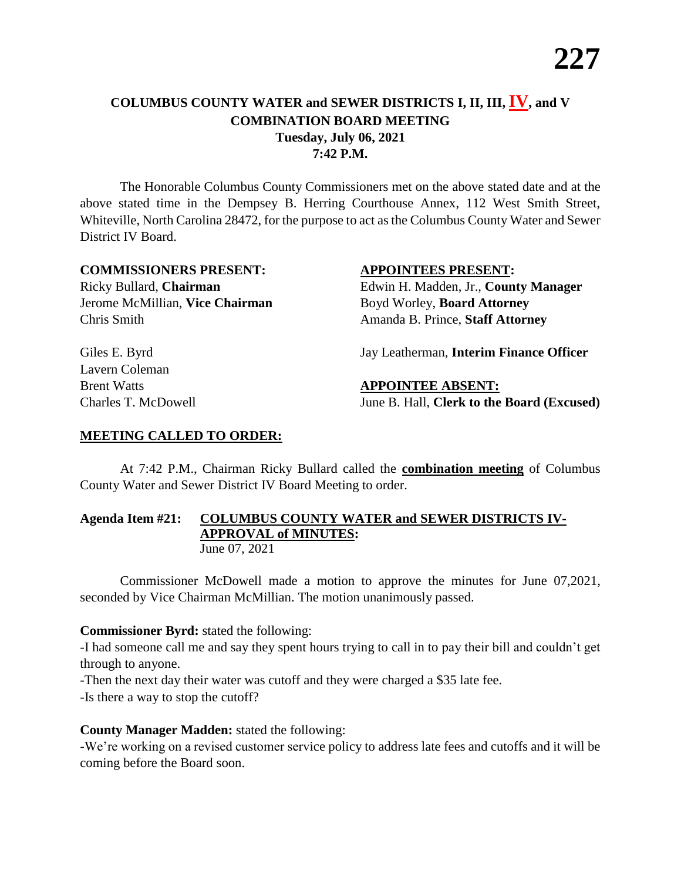## COLUMBUS COUNTY WATER and SEWER DISTRICTS I, II, III, IV, and V COMBINATION BOARD MEETING
**Tuesday, July 06, 2021**
**7:42 P.M.**

The Honorable Columbus County Commissioners met on the above stated date and at the above stated time in the Dempsey B. Herring Courthouse Annex, 112 West Smith Street, Whiteville, North Carolina 28472, for the purpose to act as the Columbus County Water and Sewer District IV Board.

**COMMISSIONERS PRESENT:**
Ricky Bullard, **Chairman**
Jerome McMillian, **Vice Chairman**
Chris Smith
Giles E. Byrd
Lavern Coleman
Brent Watts
Charles T. McDowell

**APPOINTEES PRESENT:**
Edwin H. Madden, Jr., **County Manager**
Boyd Worley, **Board Attorney**
Amanda B. Prince, **Staff Attorney**
Jay Leatherman, **Interim Finance Officer**

**APPOINTEE ABSENT:**
June B. Hall, **Clerk to the Board (Excused)**

**MEETING CALLED TO ORDER:**

At 7:42 P.M., Chairman Ricky Bullard called the **combination meeting** of Columbus County Water and Sewer District IV Board Meeting to order.

**Agenda Item #21: COLUMBUS COUNTY WATER and SEWER DISTRICTS IV- APPROVAL of MINUTES:**
June 07, 2021

Commissioner McDowell made a motion to approve the minutes for June 07,2021, seconded by Vice Chairman McMillian. The motion unanimously passed.

**Commissioner Byrd:** stated the following:

-I had someone call me and say they spent hours trying to call in to pay their bill and couldn't get through to anyone.

-Then the next day their water was cutoff and they were charged a $35 late fee.

-Is there a way to stop the cutoff?

**County Manager Madden:** stated the following:

-We're working on a revised customer service policy to address late fees and cutoffs and it will be coming before the Board soon.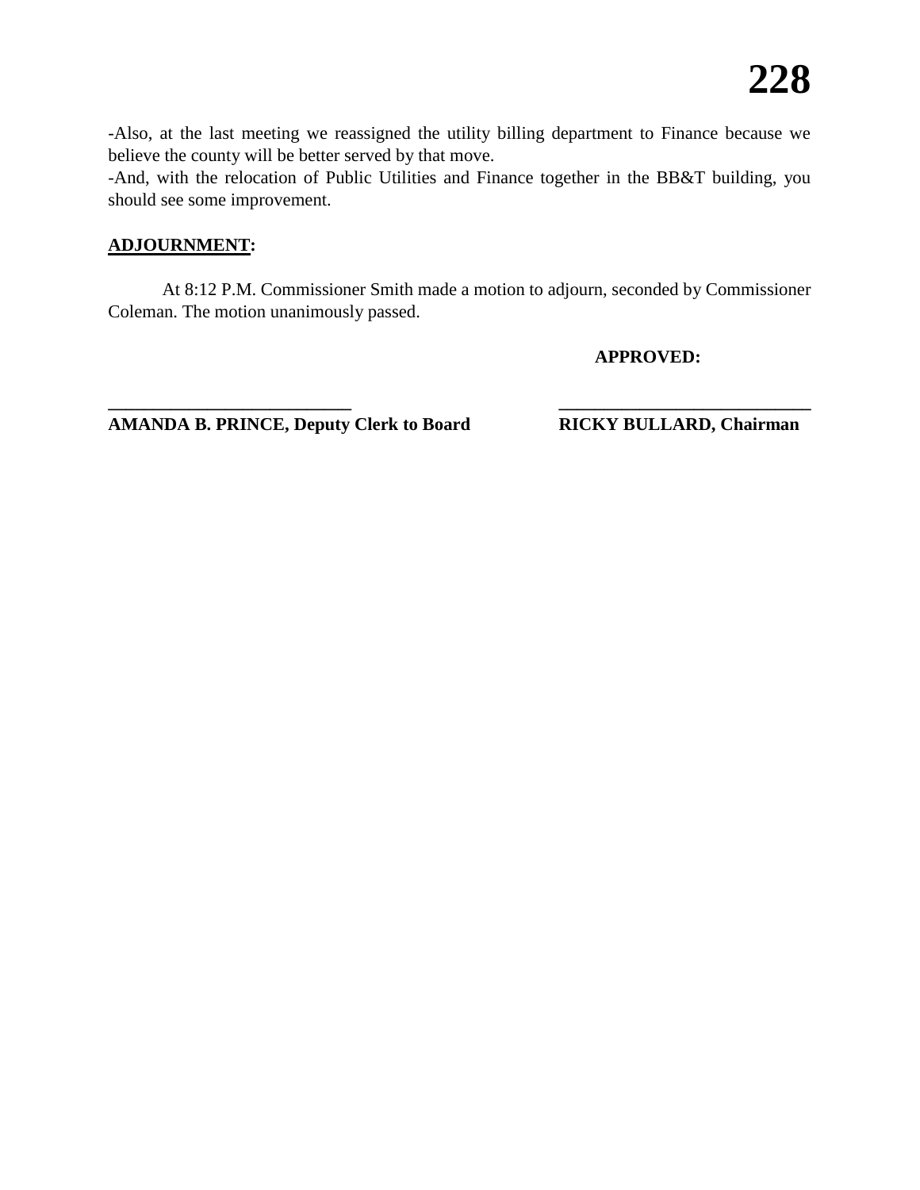-Also, at the last meeting we reassigned the utility billing department to Finance because we believe the county will be better served by that move.
-And, with the relocation of Public Utilities and Finance together in the BB&T building, you should see some improvement.

**ADJOURNMENT:**

At 8:12 P.M. Commissioner Smith made a motion to adjourn, seconded by Commissioner Coleman. The motion unanimously passed.

**APPROVED:**

**____________________________ ____________________________**

**AMANDA B. PRINCE, Deputy Clerk to Board RICKY BULLARD, Chairman**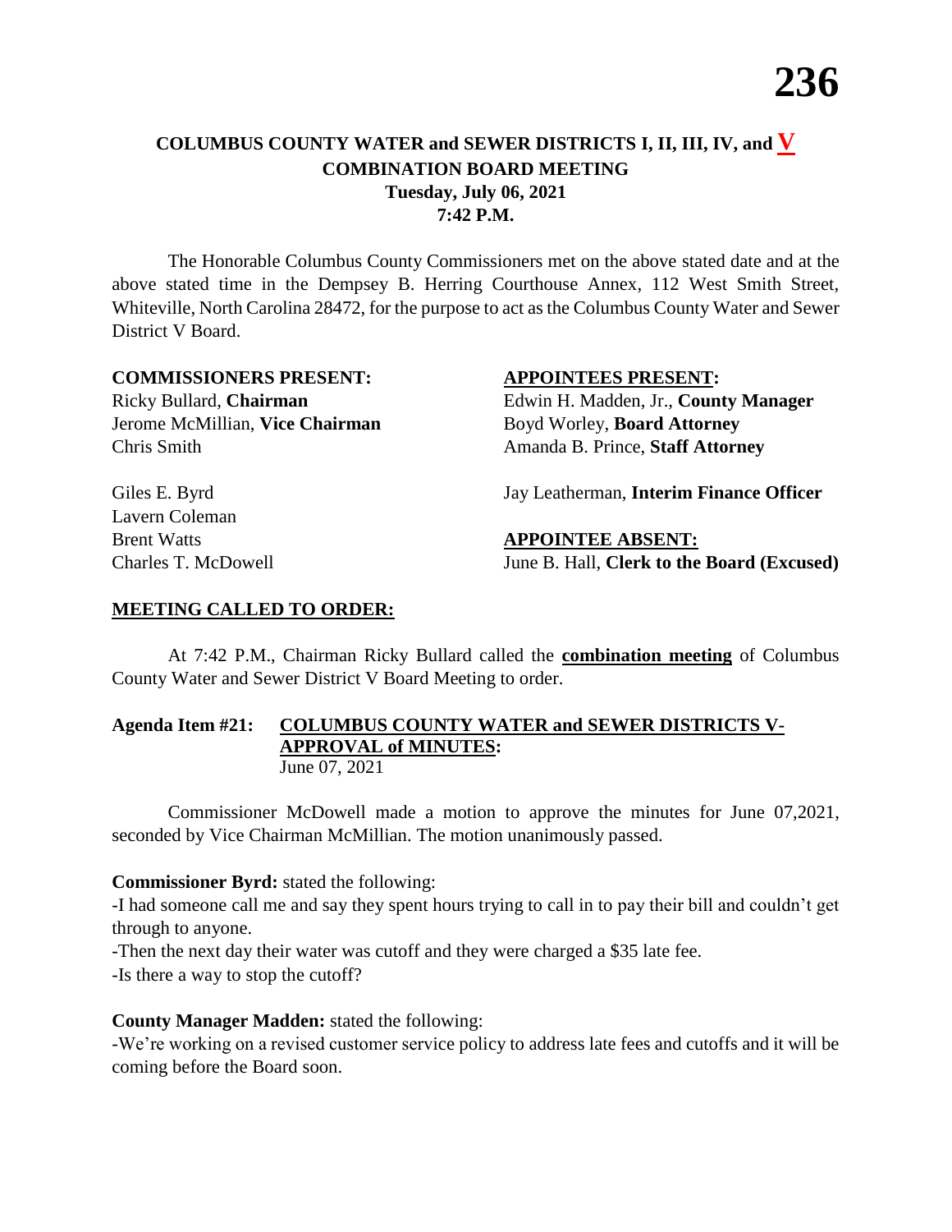# COLUMBUS COUNTY WATER and SEWER DISTRICTS I, II, III, IV, and V
## COMBINATION BOARD MEETING
### Tuesday, July 06, 2021
### 7:42 P.M.

The Honorable Columbus County Commissioners met on the above stated date and at the above stated time in the Dempsey B. Herring Courthouse Annex, 112 West Smith Street, Whiteville, North Carolina 28472, for the purpose to act as the Columbus County Water and Sewer District V Board.

**COMMISSIONERS PRESENT:**
Ricky Bullard, **Chairman**
Jerome McMillian, **Vice Chairman**
Chris Smith
Giles E. Byrd
Lavern Coleman
Brent Watts
Charles T. McDowell

**APPOINTEES PRESENT:**
Edwin H. Madden, Jr., **County Manager**
Boyd Worley, **Board Attorney**
Amanda B. Prince, **Staff Attorney**
Jay Leatherman, **Interim Finance Officer**

**APPOINTEE ABSENT:**
June B. Hall, **Clerk to the Board (Excused)**

**MEETING CALLED TO ORDER:**

At 7:42 P.M., Chairman Ricky Bullard called the **combination meeting** of Columbus County Water and Sewer District V Board Meeting to order.

**Agenda Item #21: COLUMBUS COUNTY WATER and SEWER DISTRICTS V-APPROVAL of MINUTES:**
June 07, 2021

Commissioner McDowell made a motion to approve the minutes for June 07,2021, seconded by Vice Chairman McMillian. The motion unanimously passed.

**Commissioner Byrd:** stated the following:
-I had someone call me and say they spent hours trying to call in to pay their bill and couldn't get through to anyone.
-Then the next day their water was cutoff and they were charged a $35 late fee.
-Is there a way to stop the cutoff?

**County Manager Madden:** stated the following:
-We're working on a revised customer service policy to address late fees and cutoffs and it will be coming before the Board soon.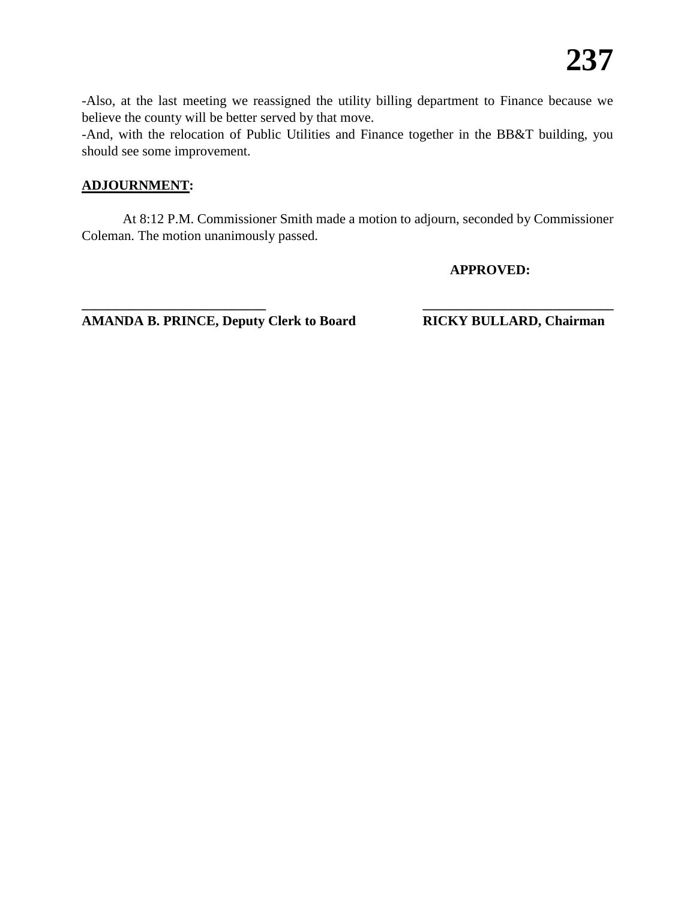-Also, at the last meeting we reassigned the utility billing department to Finance because we believe the county will be better served by that move.
-And, with the relocation of Public Utilities and Finance together in the BB&T building, you should see some improvement.

**ADJOURNMENT:**

At 8:12 P.M. Commissioner Smith made a motion to adjourn, seconded by Commissioner Coleman. The motion unanimously passed.

**APPROVED:**

**\_\_\_\_\_\_\_\_\_\_\_\_\_\_\_\_\_\_\_\_\_\_\_\_\_\_\_** **\_\_\_\_\_\_\_\_\_\_\_\_\_\_\_\_\_\_\_\_\_\_\_\_\_\_\_\_**

**AMANDA B. PRINCE, Deputy Clerk to Board** **RICKY BULLARD, Chairman**